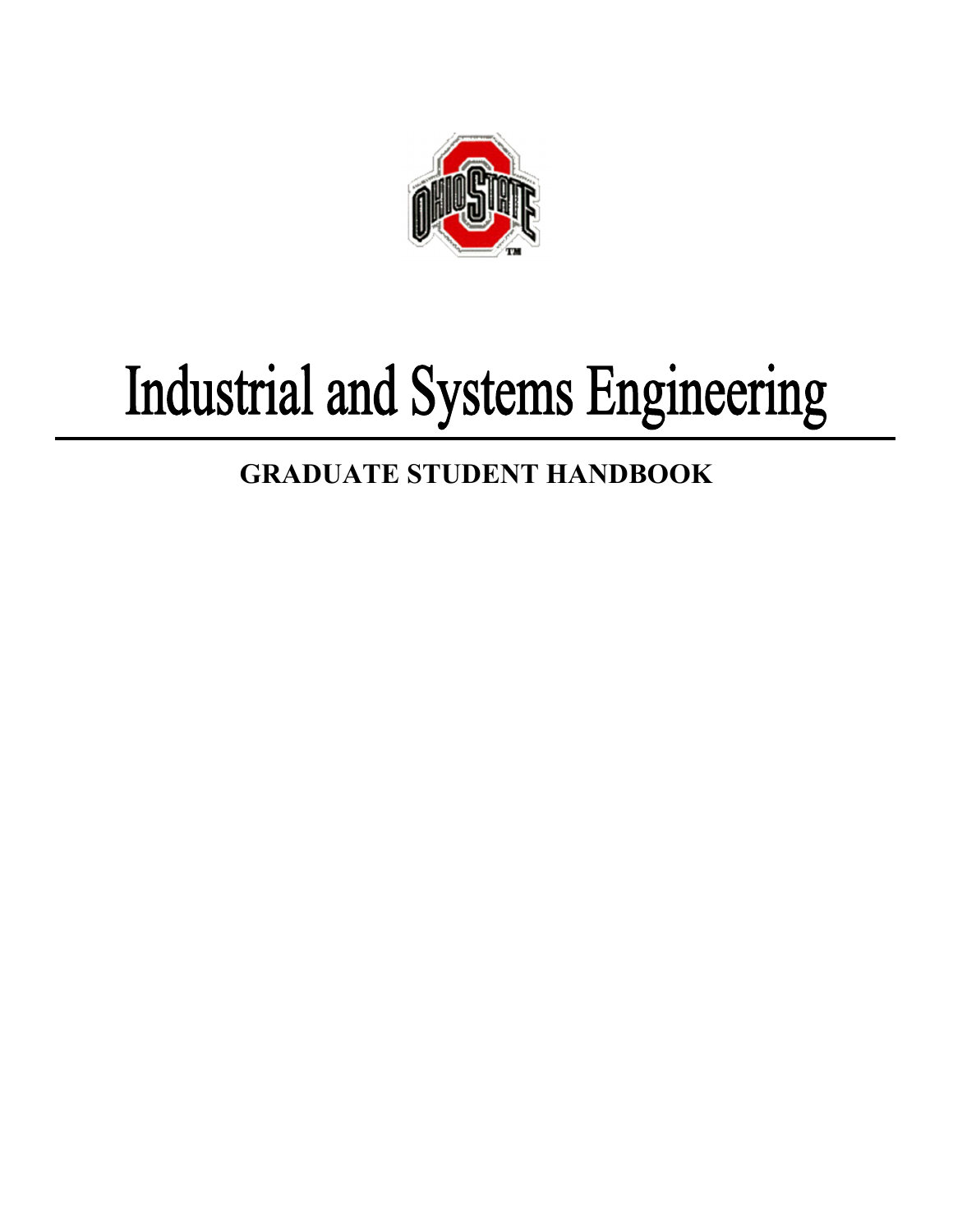# Industrial and Systems Engineering

## GRADUATE STUDENT HANDBOOK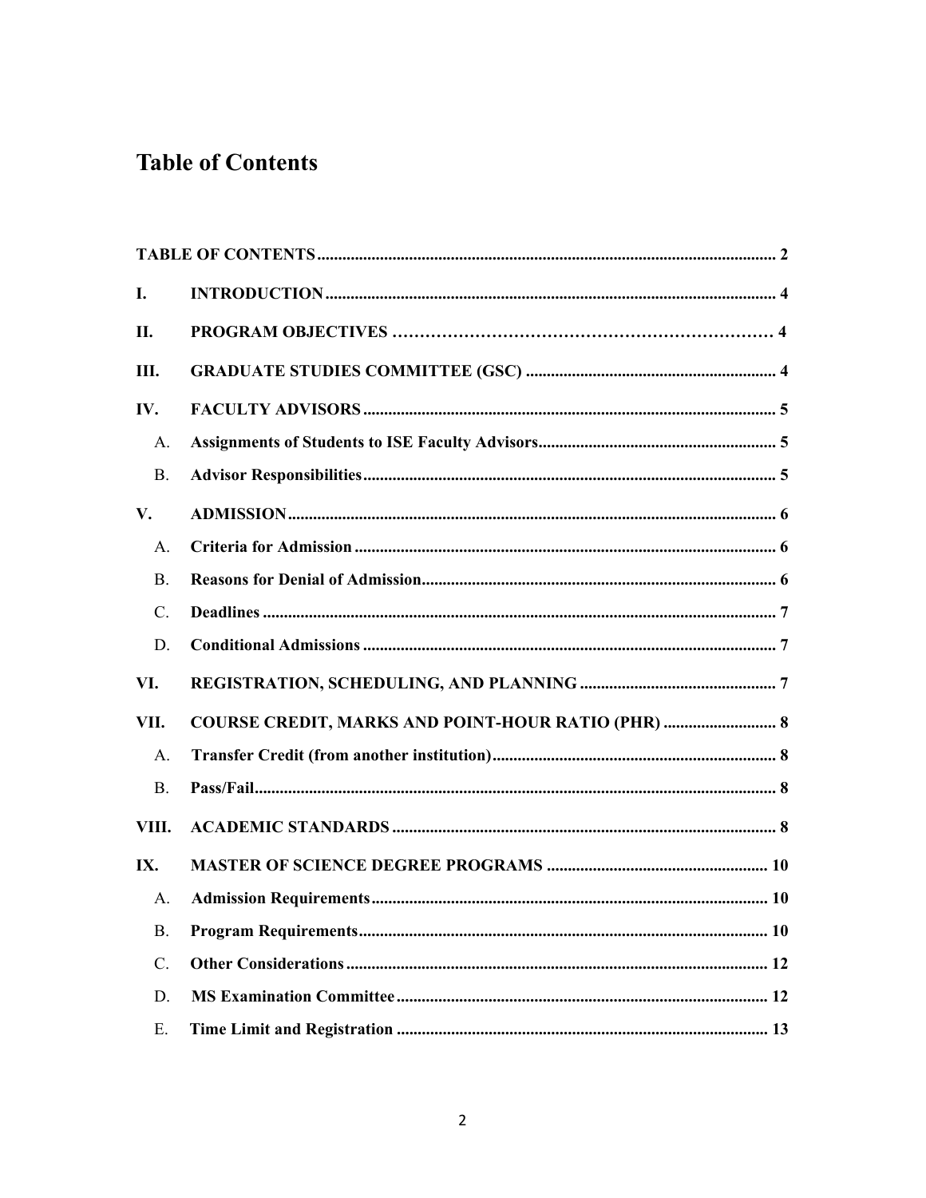# Table of Contents

TABLE OF CONTENTS .......... 2

I. INTRODUCTION .......... 4

II. PROGRAM OBJECTIVES .......... 4

III. GRADUATE STUDIES COMMITTEE (GSC) .......... 4

IV. FACULTY ADVISORS .......... 5

- A. Assignments of Students to ISE Faculty Advisors .......... 5
- B. Advisor Responsibilities .......... 5

V. ADMISSION .......... 6

- A. Criteria for Admission .......... 6
- B. Reasons for Denial of Admission .......... 6
- C. Deadlines .......... 7
- D. Conditional Admissions .......... 7

VI. REGISTRATION, SCHEDULING, AND PLANNING .......... 7

VII. COURSE CREDIT, MARKS AND POINT-HOUR RATIO (PHR) .......... 8

- A. Transfer Credit (from another institution) .......... 8
- B. Pass/Fail .......... 8

VIII. ACADEMIC STANDARDS .......... 8

IX. MASTER OF SCIENCE DEGREE PROGRAMS .......... 10

- A. Admission Requirements .......... 10
- B. Program Requirements .......... 10
- C. Other Considerations .......... 12
- D. MS Examination Committee .......... 12
- E. Time Limit and Registration .......... 13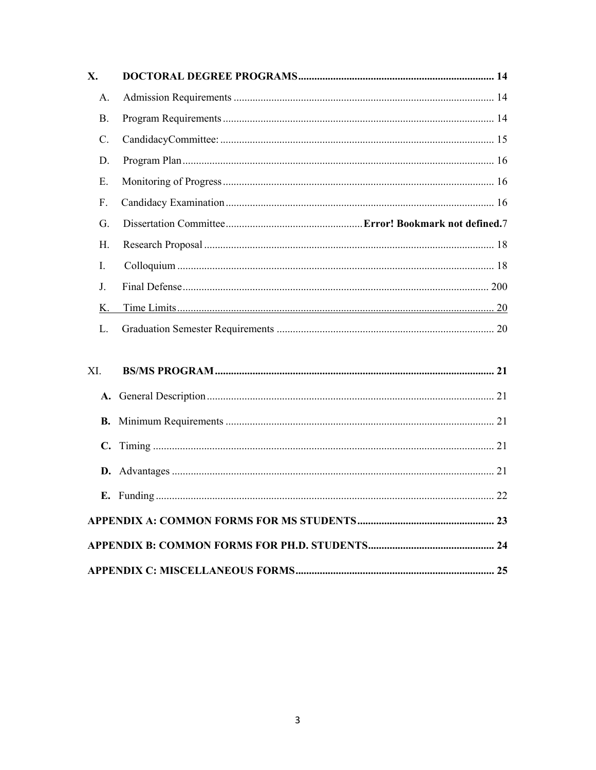X. **DOCTORAL DEGREE PROGRAMS** ........................................................................ **14**

- A. Admission Requirements ................................................................................................ 14
- B. Program Requirements .................................................................................................... 14
- C. CandidacyCommittee: ..................................................................................................... 15
- D. Program Plan ................................................................................................................... 16
- E. Monitoring of Progress .................................................................................................... 16
- F. Candidacy Examination ................................................................................................... 16
- G. Dissertation Committee .................................................. **Error! Bookmark not defined.**7
- H. Research Proposal ........................................................................................................... 18
- I. Colloquium ..................................................................................................................... 18
- J. Final Defense ................................................................................................................. 200
- K. Time Limits ..................................................................................................................... 20
- L. Graduation Semester Requirements ................................................................................ 20

XI. **BS/MS PROGRAM** ....................................................................................................... **21**

- **A.** General Description ......................................................................................................... 21
- **B.** Minimum Requirements .................................................................................................. 21
- **C.** Timing ............................................................................................................................. 21
- **D.** Advantages ...................................................................................................................... 21
- **E.** Funding ............................................................................................................................ 22

**APPENDIX A: COMMON FORMS FOR MS STUDENTS** .................................................. **23**

**APPENDIX B: COMMON FORMS FOR PH.D. STUDENTS** .............................................. **24**

**APPENDIX C: MISCELLANEOUS FORMS** ......................................................................... **25**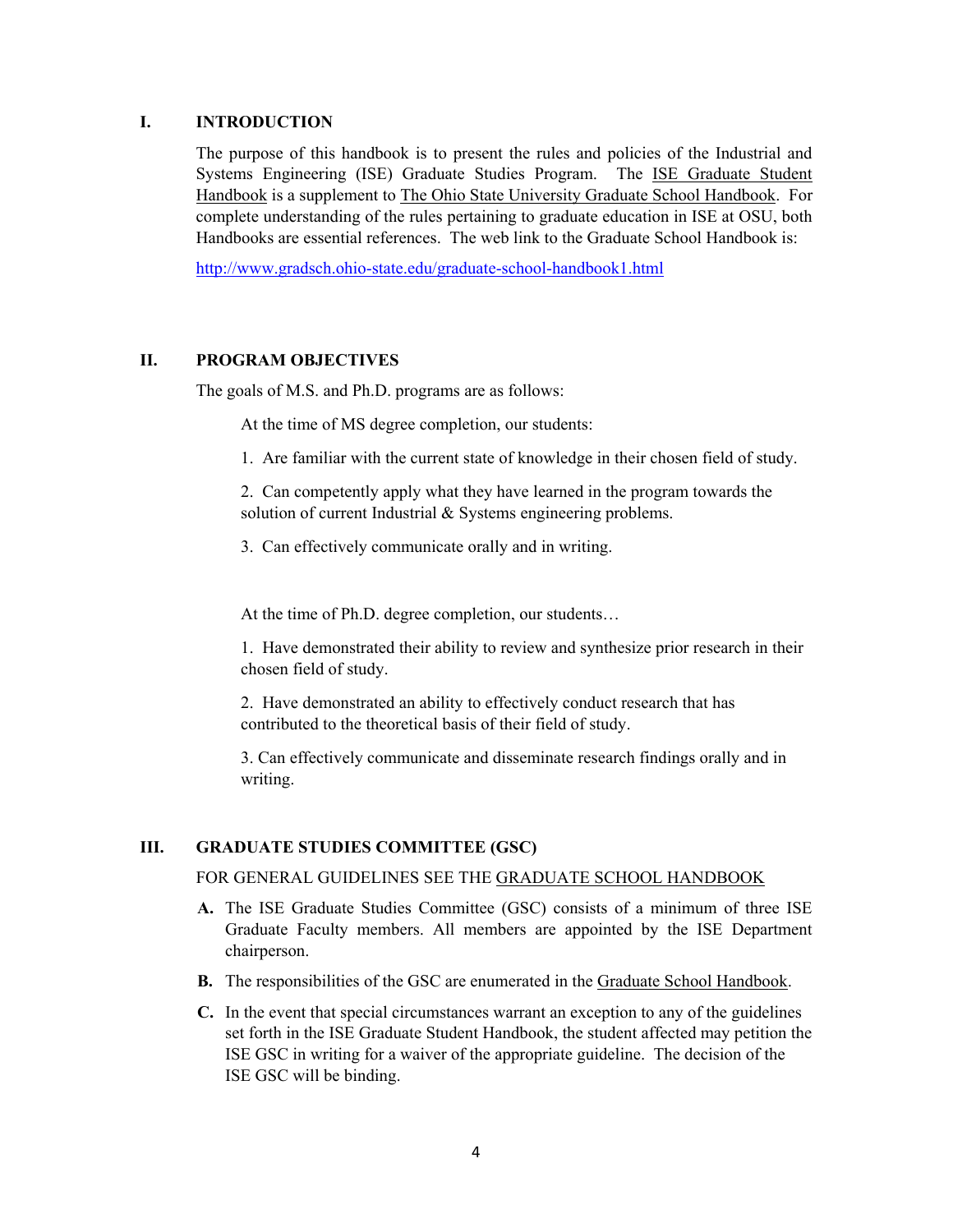## I. INTRODUCTION

The purpose of this handbook is to present the rules and policies of the Industrial and Systems Engineering (ISE) Graduate Studies Program. The ISE Graduate Student Handbook is a supplement to The Ohio State University Graduate School Handbook. For complete understanding of the rules pertaining to graduate education in ISE at OSU, both Handbooks are essential references. The web link to the Graduate School Handbook is:

http://www.gradsch.ohio-state.edu/graduate-school-handbook1.html

## II. PROGRAM OBJECTIVES

The goals of M.S. and Ph.D. programs are as follows:

At the time of MS degree completion, our students:

1. Are familiar with the current state of knowledge in their chosen field of study.

2. Can competently apply what they have learned in the program towards the solution of current Industrial & Systems engineering problems.

3. Can effectively communicate orally and in writing.

At the time of Ph.D. degree completion, our students…

1. Have demonstrated their ability to review and synthesize prior research in their chosen field of study.

2. Have demonstrated an ability to effectively conduct research that has contributed to the theoretical basis of their field of study.

3. Can effectively communicate and disseminate research findings orally and in writing.

## III. GRADUATE STUDIES COMMITTEE (GSC)

FOR GENERAL GUIDELINES SEE THE GRADUATE SCHOOL HANDBOOK

**A.** The ISE Graduate Studies Committee (GSC) consists of a minimum of three ISE Graduate Faculty members. All members are appointed by the ISE Department chairperson.

**B.** The responsibilities of the GSC are enumerated in the Graduate School Handbook.

**C.** In the event that special circumstances warrant an exception to any of the guidelines set forth in the ISE Graduate Student Handbook, the student affected may petition the ISE GSC in writing for a waiver of the appropriate guideline. The decision of the ISE GSC will be binding.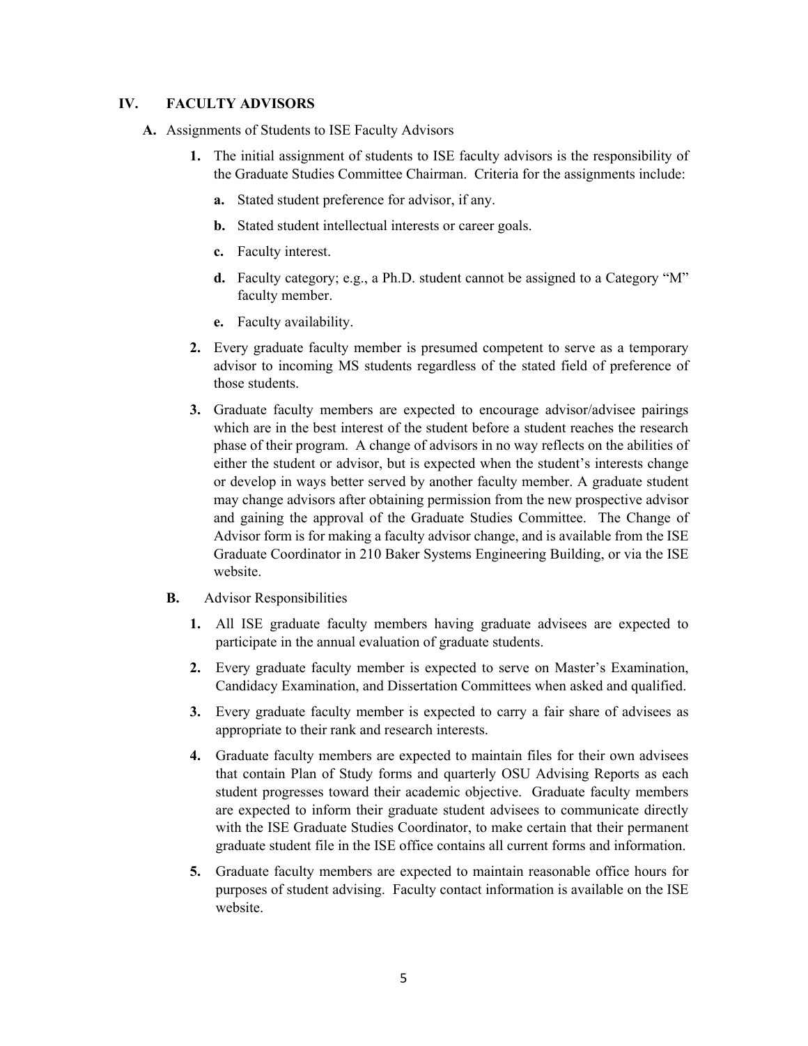## IV. FACULTY ADVISORS

### A. Assignments of Students to ISE Faculty Advisors

1. The initial assignment of students to ISE faculty advisors is the responsibility of the Graduate Studies Committee Chairman. Criteria for the assignments include:
   - **a.** Stated student preference for advisor, if any.
   - **b.** Stated student intellectual interests or career goals.
   - **c.** Faculty interest.
   - **d.** Faculty category; e.g., a Ph.D. student cannot be assigned to a Category "M" faculty member.
   - **e.** Faculty availability.
2. Every graduate faculty member is presumed competent to serve as a temporary advisor to incoming MS students regardless of the stated field of preference of those students.
3. Graduate faculty members are expected to encourage advisor/advisee pairings which are in the best interest of the student before a student reaches the research phase of their program. A change of advisors in no way reflects on the abilities of either the student or advisor, but is expected when the student's interests change or develop in ways better served by another faculty member. A graduate student may change advisors after obtaining permission from the new prospective advisor and gaining the approval of the Graduate Studies Committee. The Change of Advisor form is for making a faculty advisor change, and is available from the ISE Graduate Coordinator in 210 Baker Systems Engineering Building, or via the ISE website.

### B. Advisor Responsibilities

1. All ISE graduate faculty members having graduate advisees are expected to participate in the annual evaluation of graduate students.
2. Every graduate faculty member is expected to serve on Master's Examination, Candidacy Examination, and Dissertation Committees when asked and qualified.
3. Every graduate faculty member is expected to carry a fair share of advisees as appropriate to their rank and research interests.
4. Graduate faculty members are expected to maintain files for their own advisees that contain Plan of Study forms and quarterly OSU Advising Reports as each student progresses toward their academic objective. Graduate faculty members are expected to inform their graduate student advisees to communicate directly with the ISE Graduate Studies Coordinator, to make certain that their permanent graduate student file in the ISE office contains all current forms and information.
5. Graduate faculty members are expected to maintain reasonable office hours for purposes of student advising. Faculty contact information is available on the ISE website.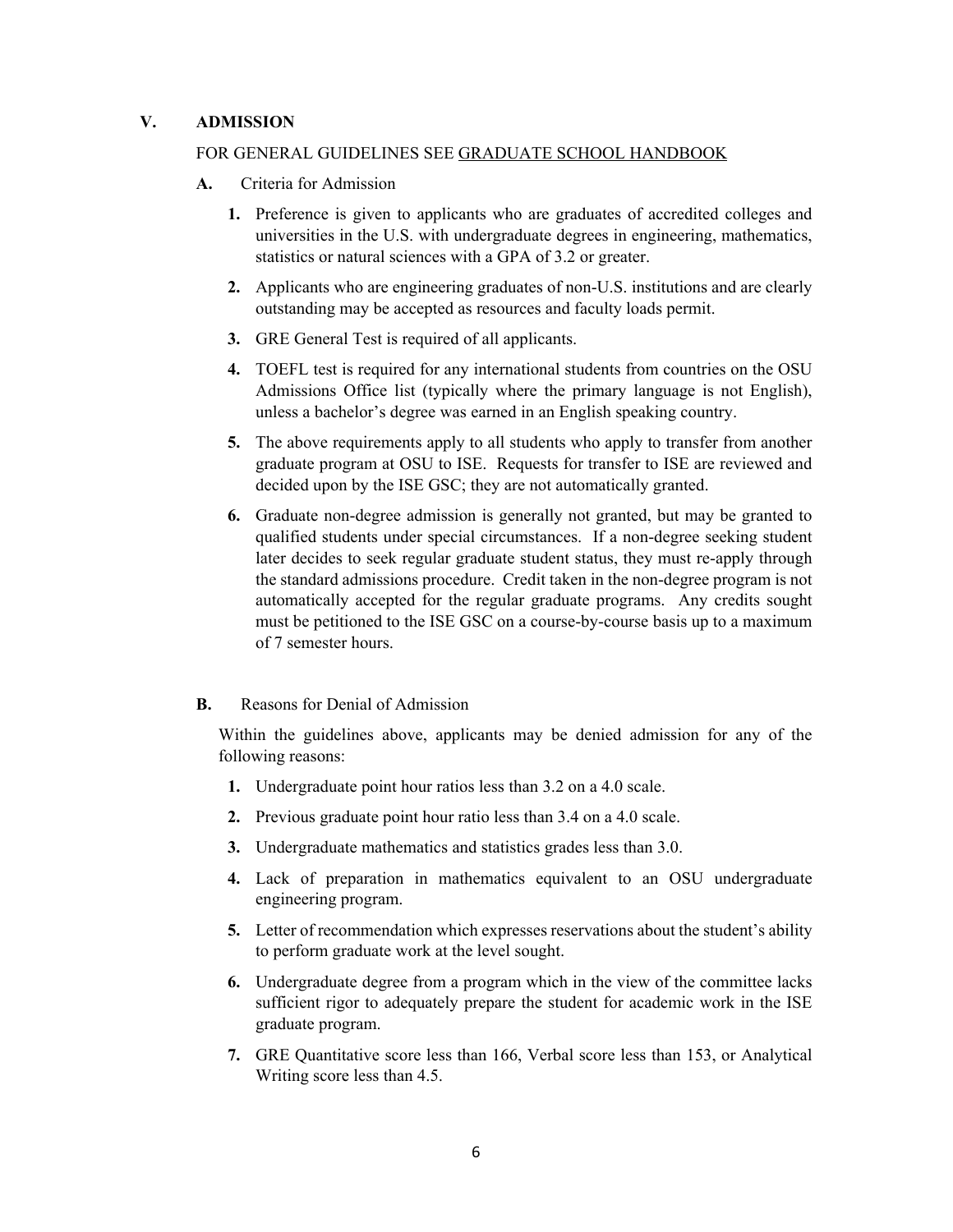## V. ADMISSION

FOR GENERAL GUIDELINES SEE GRADUATE SCHOOL HANDBOOK

### A. Criteria for Admission

1. Preference is given to applicants who are graduates of accredited colleges and universities in the U.S. with undergraduate degrees in engineering, mathematics, statistics or natural sciences with a GPA of 3.2 or greater.
2. Applicants who are engineering graduates of non-U.S. institutions and are clearly outstanding may be accepted as resources and faculty loads permit.
3. GRE General Test is required of all applicants.
4. TOEFL test is required for any international students from countries on the OSU Admissions Office list (typically where the primary language is not English), unless a bachelor's degree was earned in an English speaking country.
5. The above requirements apply to all students who apply to transfer from another graduate program at OSU to ISE. Requests for transfer to ISE are reviewed and decided upon by the ISE GSC; they are not automatically granted.
6. Graduate non-degree admission is generally not granted, but may be granted to qualified students under special circumstances. If a non-degree seeking student later decides to seek regular graduate student status, they must re-apply through the standard admissions procedure. Credit taken in the non-degree program is not automatically accepted for the regular graduate programs. Any credits sought must be petitioned to the ISE GSC on a course-by-course basis up to a maximum of 7 semester hours.

### B. Reasons for Denial of Admission

Within the guidelines above, applicants may be denied admission for any of the following reasons:

1. Undergraduate point hour ratios less than 3.2 on a 4.0 scale.
2. Previous graduate point hour ratio less than 3.4 on a 4.0 scale.
3. Undergraduate mathematics and statistics grades less than 3.0.
4. Lack of preparation in mathematics equivalent to an OSU undergraduate engineering program.
5. Letter of recommendation which expresses reservations about the student's ability to perform graduate work at the level sought.
6. Undergraduate degree from a program which in the view of the committee lacks sufficient rigor to adequately prepare the student for academic work in the ISE graduate program.
7. GRE Quantitative score less than 166, Verbal score less than 153, or Analytical Writing score less than 4.5.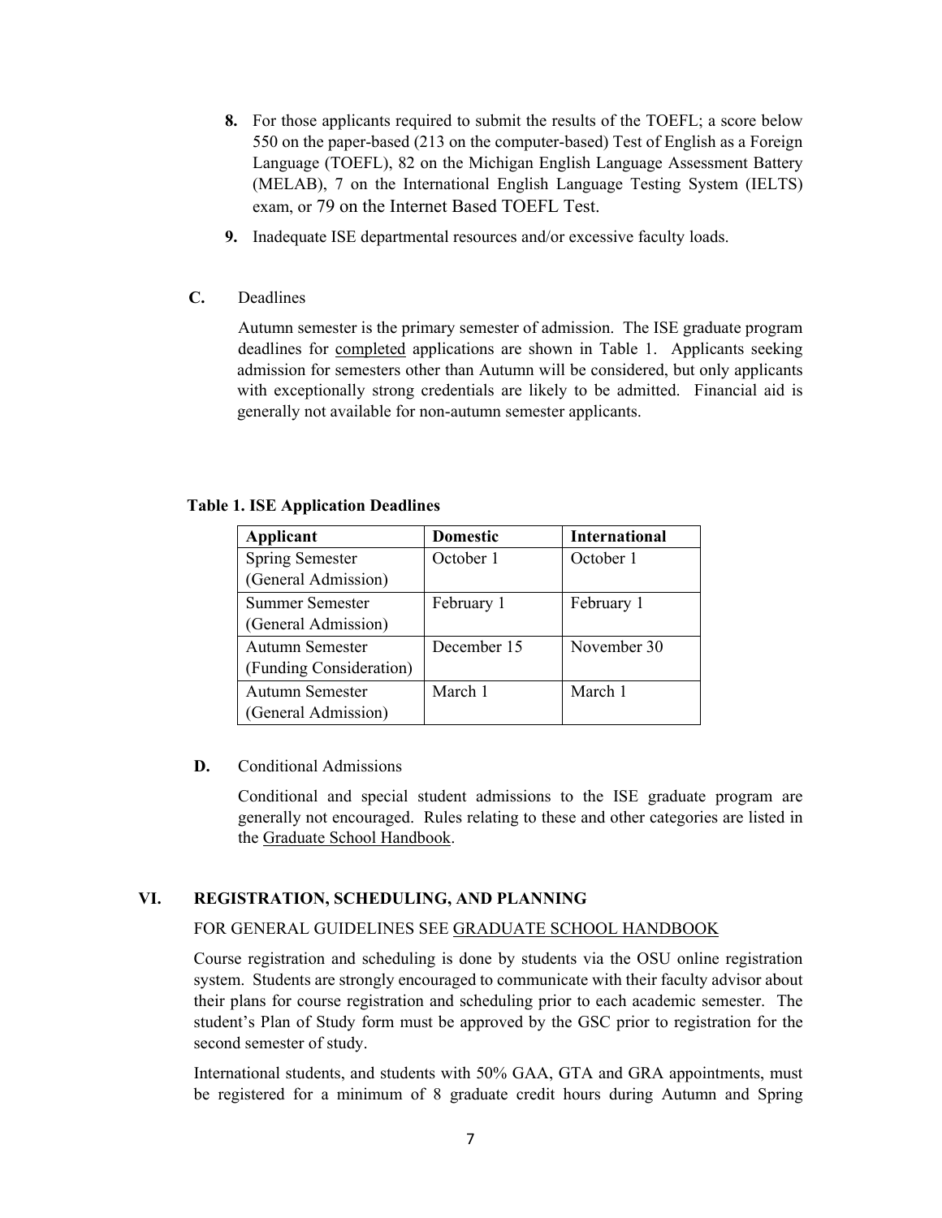8. For those applicants required to submit the results of the TOEFL; a score below 550 on the paper-based (213 on the computer-based) Test of English as a Foreign Language (TOEFL), 82 on the Michigan English Language Assessment Battery (MELAB), 7 on the International English Language Testing System (IELTS) exam, or 79 on the Internet Based TOEFL Test.

9. Inadequate ISE departmental resources and/or excessive faculty loads.

**C.** Deadlines

Autumn semester is the primary semester of admission. The ISE graduate program deadlines for completed applications are shown in Table 1. Applicants seeking admission for semesters other than Autumn will be considered, but only applicants with exceptionally strong credentials are likely to be admitted. Financial aid is generally not available for non-autumn semester applicants.

**Table 1. ISE Application Deadlines**

| Applicant | Domestic | International |
|---|---|---|
| Spring Semester (General Admission) | October 1 | October 1 |
| Summer Semester (General Admission) | February 1 | February 1 |
| Autumn Semester (Funding Consideration) | December 15 | November 30 |
| Autumn Semester (General Admission) | March 1 | March 1 |

**D.** Conditional Admissions

Conditional and special student admissions to the ISE graduate program are generally not encouraged. Rules relating to these and other categories are listed in the Graduate School Handbook.

## VI. REGISTRATION, SCHEDULING, AND PLANNING

FOR GENERAL GUIDELINES SEE GRADUATE SCHOOL HANDBOOK

Course registration and scheduling is done by students via the OSU online registration system. Students are strongly encouraged to communicate with their faculty advisor about their plans for course registration and scheduling prior to each academic semester. The student's Plan of Study form must be approved by the GSC prior to registration for the second semester of study.

International students, and students with 50% GAA, GTA and GRA appointments, must be registered for a minimum of 8 graduate credit hours during Autumn and Spring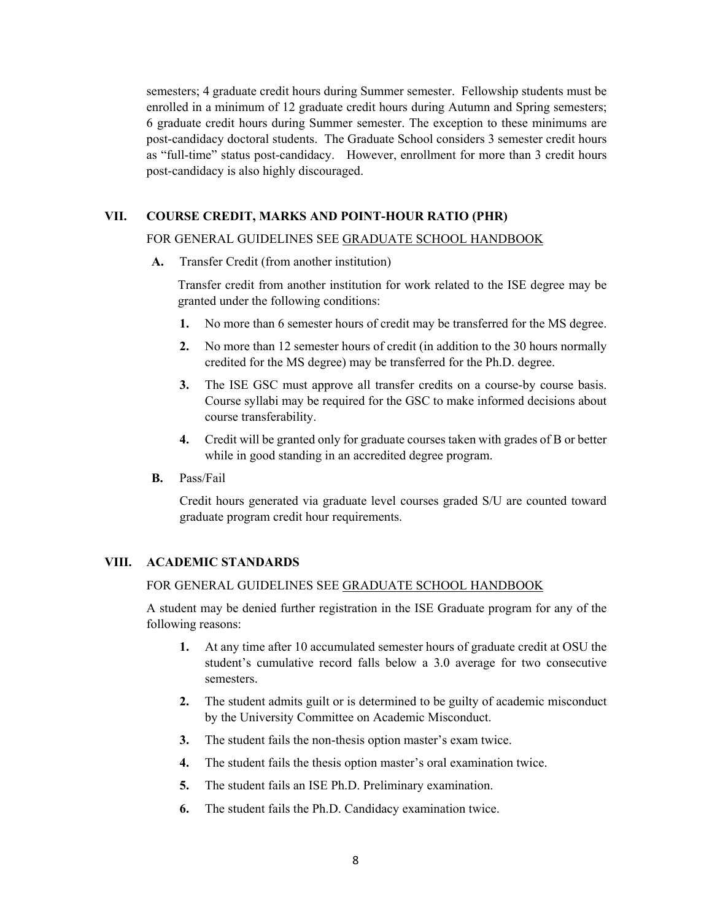semesters; 4 graduate credit hours during Summer semester. Fellowship students must be enrolled in a minimum of 12 graduate credit hours during Autumn and Spring semesters; 6 graduate credit hours during Summer semester. The exception to these minimums are post-candidacy doctoral students. The Graduate School considers 3 semester credit hours as "full-time" status post-candidacy. However, enrollment for more than 3 credit hours post-candidacy is also highly discouraged.

## VII. COURSE CREDIT, MARKS AND POINT-HOUR RATIO (PHR)

FOR GENERAL GUIDELINES SEE GRADUATE SCHOOL HANDBOOK

**A.** Transfer Credit (from another institution)

Transfer credit from another institution for work related to the ISE degree may be granted under the following conditions:

1. No more than 6 semester hours of credit may be transferred for the MS degree.
2. No more than 12 semester hours of credit (in addition to the 30 hours normally credited for the MS degree) may be transferred for the Ph.D. degree.
3. The ISE GSC must approve all transfer credits on a course-by course basis. Course syllabi may be required for the GSC to make informed decisions about course transferability.
4. Credit will be granted only for graduate courses taken with grades of B or better while in good standing in an accredited degree program.

**B.** Pass/Fail

Credit hours generated via graduate level courses graded S/U are counted toward graduate program credit hour requirements.

## VIII. ACADEMIC STANDARDS

FOR GENERAL GUIDELINES SEE GRADUATE SCHOOL HANDBOOK

A student may be denied further registration in the ISE Graduate program for any of the following reasons:

1. At any time after 10 accumulated semester hours of graduate credit at OSU the student's cumulative record falls below a 3.0 average for two consecutive semesters.
2. The student admits guilt or is determined to be guilty of academic misconduct by the University Committee on Academic Misconduct.
3. The student fails the non-thesis option master's exam twice.
4. The student fails the thesis option master's oral examination twice.
5. The student fails an ISE Ph.D. Preliminary examination.
6. The student fails the Ph.D. Candidacy examination twice.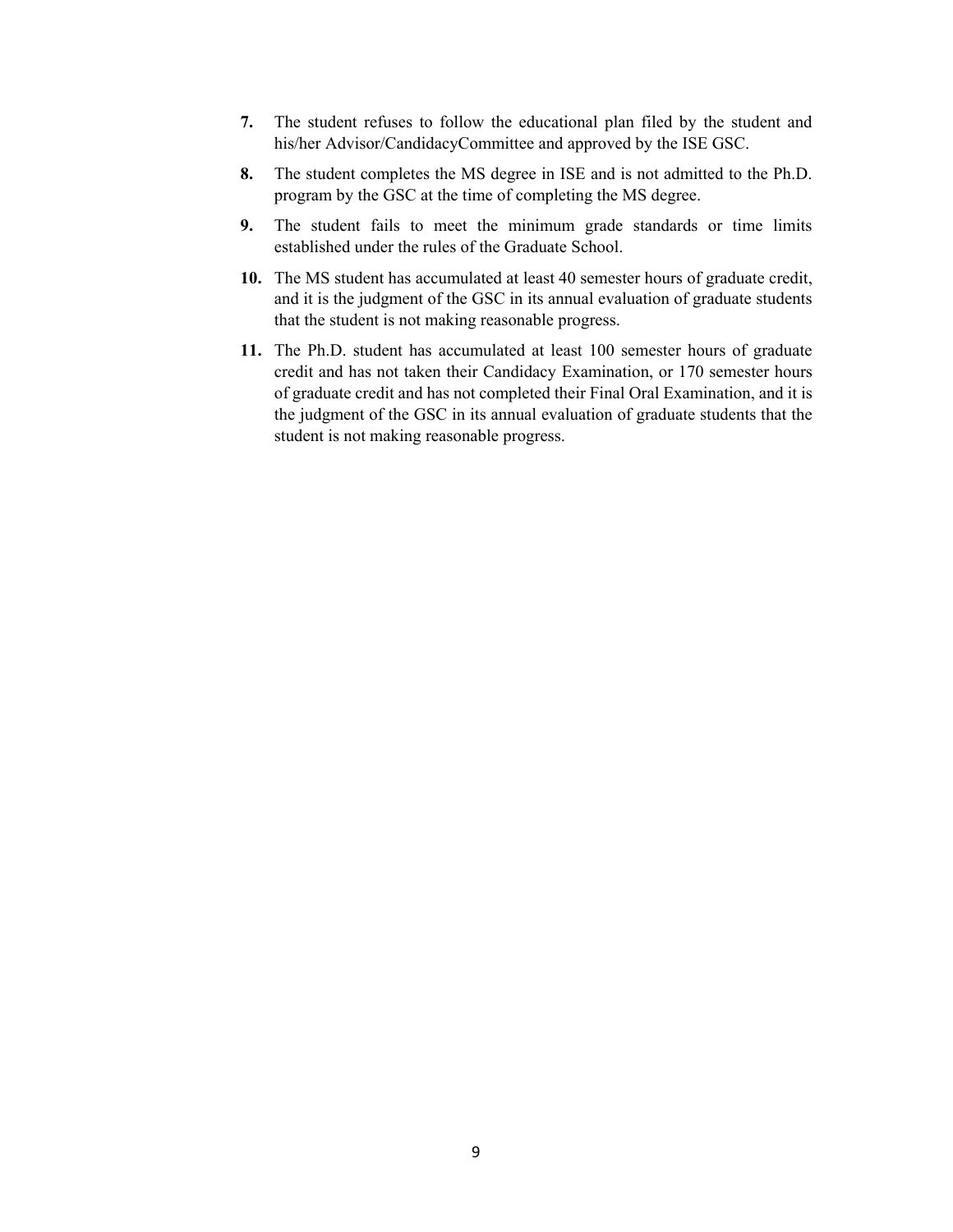7. The student refuses to follow the educational plan filed by the student and his/her Advisor/CandidacyCommittee and approved by the ISE GSC.

8. The student completes the MS degree in ISE and is not admitted to the Ph.D. program by the GSC at the time of completing the MS degree.

9. The student fails to meet the minimum grade standards or time limits established under the rules of the Graduate School.

10. The MS student has accumulated at least 40 semester hours of graduate credit, and it is the judgment of the GSC in its annual evaluation of graduate students that the student is not making reasonable progress.

11. The Ph.D. student has accumulated at least 100 semester hours of graduate credit and has not taken their Candidacy Examination, or 170 semester hours of graduate credit and has not completed their Final Oral Examination, and it is the judgment of the GSC in its annual evaluation of graduate students that the student is not making reasonable progress.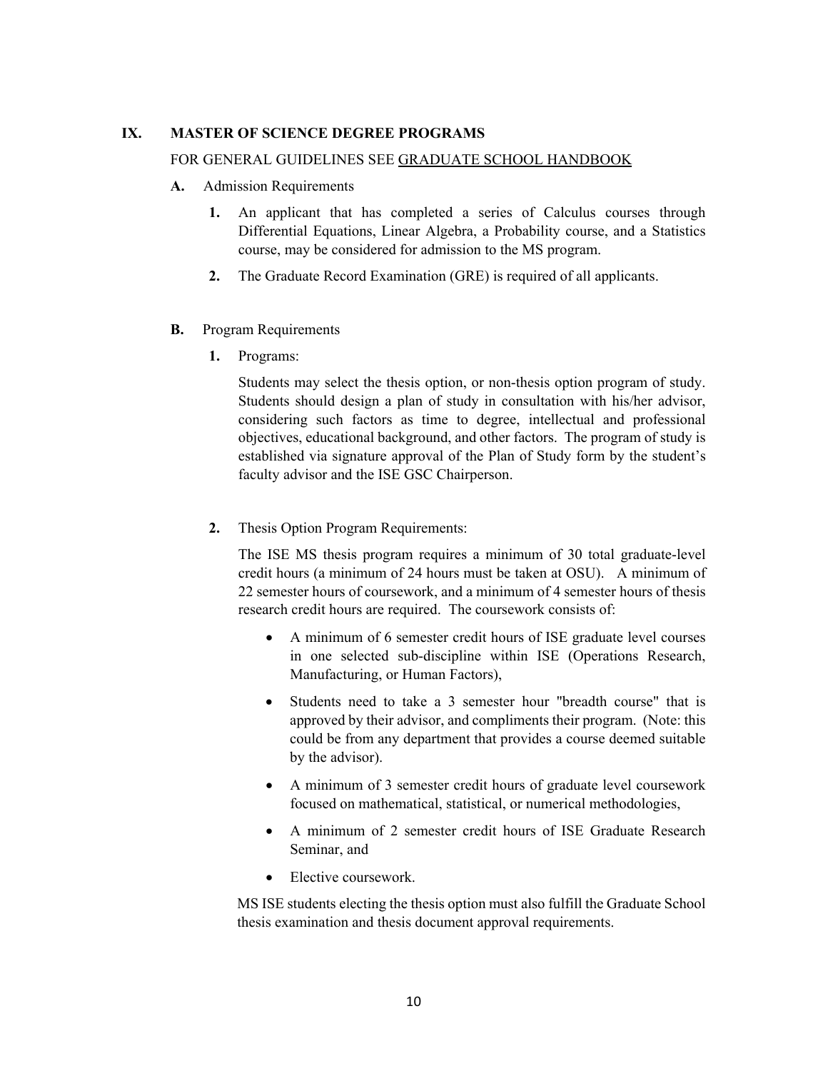## IX. MASTER OF SCIENCE DEGREE PROGRAMS

FOR GENERAL GUIDELINES SEE <u>GRADUATE SCHOOL HANDBOOK</u>

### A. Admission Requirements

1. An applicant that has completed a series of Calculus courses through Differential Equations, Linear Algebra, a Probability course, and a Statistics course, may be considered for admission to the MS program.

2. The Graduate Record Examination (GRE) is required of all applicants.

### B. Program Requirements

1. Programs:

   Students may select the thesis option, or non-thesis option program of study. Students should design a plan of study in consultation with his/her advisor, considering such factors as time to degree, intellectual and professional objectives, educational background, and other factors. The program of study is established via signature approval of the Plan of Study form by the student's faculty advisor and the ISE GSC Chairperson.

2. Thesis Option Program Requirements:

   The ISE MS thesis program requires a minimum of 30 total graduate-level credit hours (a minimum of 24 hours must be taken at OSU). A minimum of 22 semester hours of coursework, and a minimum of 4 semester hours of thesis research credit hours are required. The coursework consists of:

   - A minimum of 6 semester credit hours of ISE graduate level courses in one selected sub-discipline within ISE (Operations Research, Manufacturing, or Human Factors),
   - Students need to take a 3 semester hour "breadth course" that is approved by their advisor, and compliments their program. (Note: this could be from any department that provides a course deemed suitable by the advisor).
   - A minimum of 3 semester credit hours of graduate level coursework focused on mathematical, statistical, or numerical methodologies,
   - A minimum of 2 semester credit hours of ISE Graduate Research Seminar, and
   - Elective coursework.

   MS ISE students electing the thesis option must also fulfill the Graduate School thesis examination and thesis document approval requirements.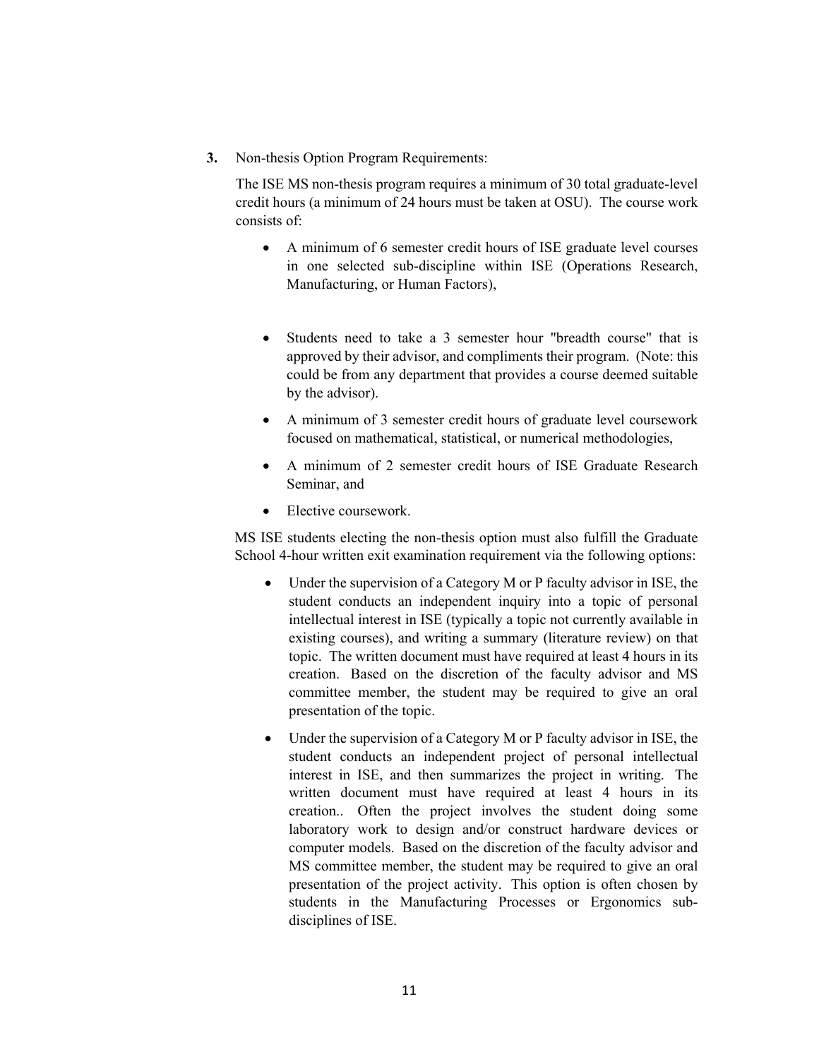**3.** Non-thesis Option Program Requirements:

The ISE MS non-thesis program requires a minimum of 30 total graduate-level credit hours (a minimum of 24 hours must be taken at OSU). The course work consists of:

- A minimum of 6 semester credit hours of ISE graduate level courses in one selected sub-discipline within ISE (Operations Research, Manufacturing, or Human Factors),
- Students need to take a 3 semester hour "breadth course" that is approved by their advisor, and compliments their program. (Note: this could be from any department that provides a course deemed suitable by the advisor).
- A minimum of 3 semester credit hours of graduate level coursework focused on mathematical, statistical, or numerical methodologies,
- A minimum of 2 semester credit hours of ISE Graduate Research Seminar, and
- Elective coursework.

MS ISE students electing the non-thesis option must also fulfill the Graduate School 4-hour written exit examination requirement via the following options:

- Under the supervision of a Category M or P faculty advisor in ISE, the student conducts an independent inquiry into a topic of personal intellectual interest in ISE (typically a topic not currently available in existing courses), and writing a summary (literature review) on that topic. The written document must have required at least 4 hours in its creation. Based on the discretion of the faculty advisor and MS committee member, the student may be required to give an oral presentation of the topic.
- Under the supervision of a Category M or P faculty advisor in ISE, the student conducts an independent project of personal intellectual interest in ISE, and then summarizes the project in writing. The written document must have required at least 4 hours in its creation.. Often the project involves the student doing some laboratory work to design and/or construct hardware devices or computer models. Based on the discretion of the faculty advisor and MS committee member, the student may be required to give an oral presentation of the project activity. This option is often chosen by students in the Manufacturing Processes or Ergonomics sub-disciplines of ISE.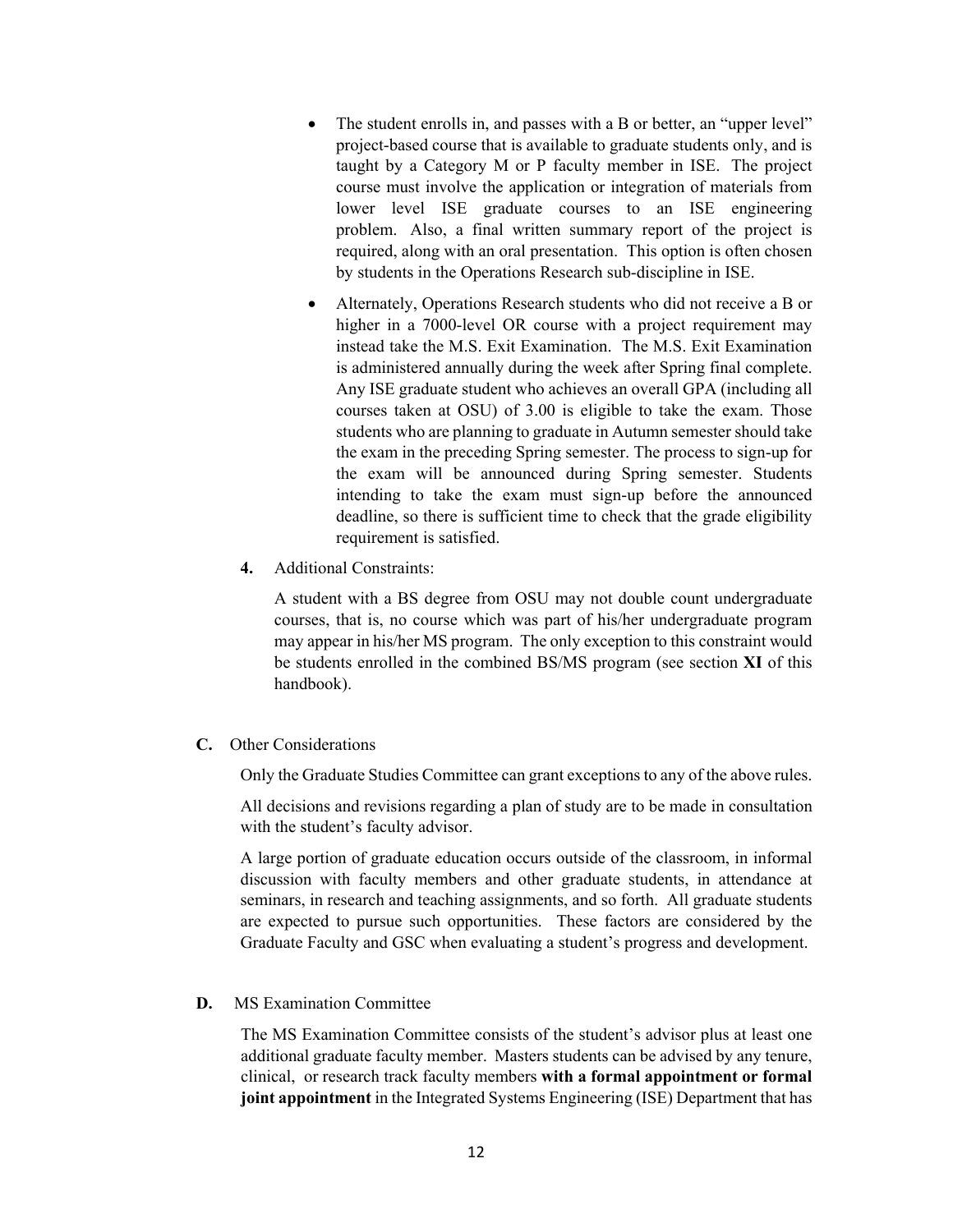- The student enrolls in, and passes with a B or better, an "upper level" project-based course that is available to graduate students only, and is taught by a Category M or P faculty member in ISE. The project course must involve the application or integration of materials from lower level ISE graduate courses to an ISE engineering problem. Also, a final written summary report of the project is required, along with an oral presentation. This option is often chosen by students in the Operations Research sub-discipline in ISE.
- Alternately, Operations Research students who did not receive a B or higher in a 7000-level OR course with a project requirement may instead take the M.S. Exit Examination. The M.S. Exit Examination is administered annually during the week after Spring final complete. Any ISE graduate student who achieves an overall GPA (including all courses taken at OSU) of 3.00 is eligible to take the exam. Those students who are planning to graduate in Autumn semester should take the exam in the preceding Spring semester. The process to sign-up for the exam will be announced during Spring semester. Students intending to take the exam must sign-up before the announced deadline, so there is sufficient time to check that the grade eligibility requirement is satisfied.

**4.** Additional Constraints:

A student with a BS degree from OSU may not double count undergraduate courses, that is, no course which was part of his/her undergraduate program may appear in his/her MS program. The only exception to this constraint would be students enrolled in the combined BS/MS program (see section **XI** of this handbook).

## C. Other Considerations

Only the Graduate Studies Committee can grant exceptions to any of the above rules.

All decisions and revisions regarding a plan of study are to be made in consultation with the student's faculty advisor.

A large portion of graduate education occurs outside of the classroom, in informal discussion with faculty members and other graduate students, in attendance at seminars, in research and teaching assignments, and so forth. All graduate students are expected to pursue such opportunities. These factors are considered by the Graduate Faculty and GSC when evaluating a student's progress and development.

## D. MS Examination Committee

The MS Examination Committee consists of the student's advisor plus at least one additional graduate faculty member. Masters students can be advised by any tenure, clinical, or research track faculty members **with a formal appointment or formal joint appointment** in the Integrated Systems Engineering (ISE) Department that has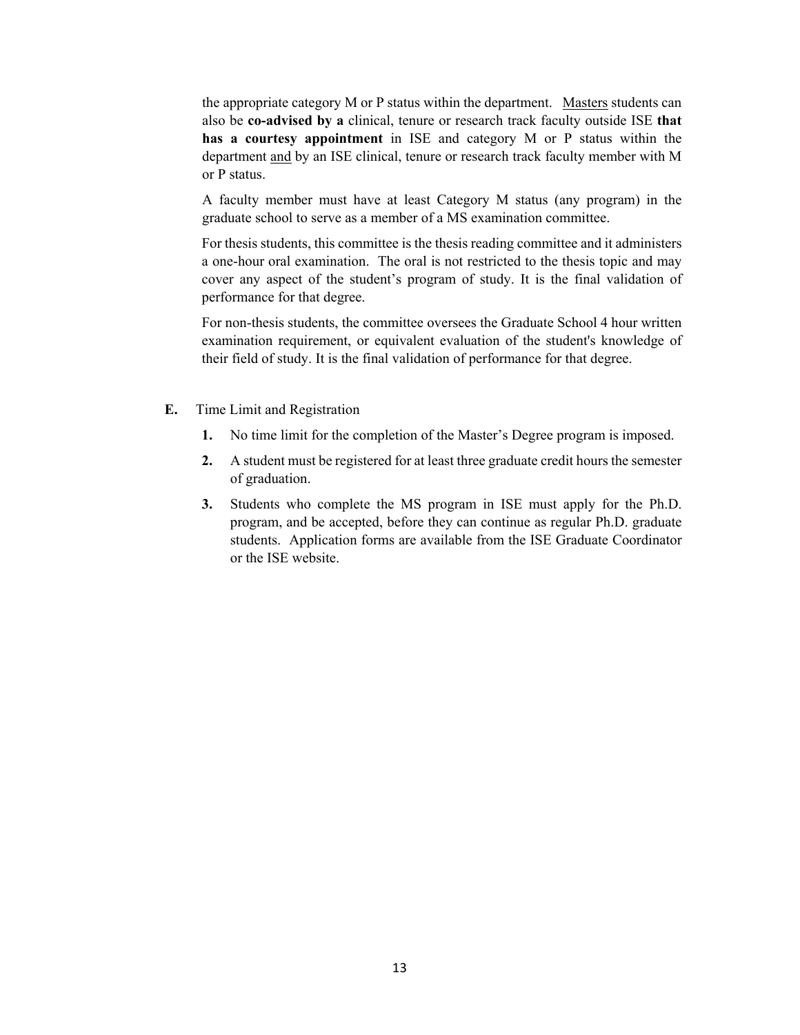the appropriate category M or P status within the department. <u>Masters</u> students can also be **co-advised by a** clinical, tenure or research track faculty outside ISE **that has a courtesy appointment** in ISE and category M or P status within the department <u>and</u> by an ISE clinical, tenure or research track faculty member with M or P status.

A faculty member must have at least Category M status (any program) in the graduate school to serve as a member of a MS examination committee.

For thesis students, this committee is the thesis reading committee and it administers a one-hour oral examination. The oral is not restricted to the thesis topic and may cover any aspect of the student's program of study. It is the final validation of performance for that degree.

For non-thesis students, the committee oversees the Graduate School 4 hour written examination requirement, or equivalent evaluation of the student's knowledge of their field of study. It is the final validation of performance for that degree.

**E.** Time Limit and Registration

1. No time limit for the completion of the Master's Degree program is imposed.
2. A student must be registered for at least three graduate credit hours the semester of graduation.
3. Students who complete the MS program in ISE must apply for the Ph.D. program, and be accepted, before they can continue as regular Ph.D. graduate students. Application forms are available from the ISE Graduate Coordinator or the ISE website.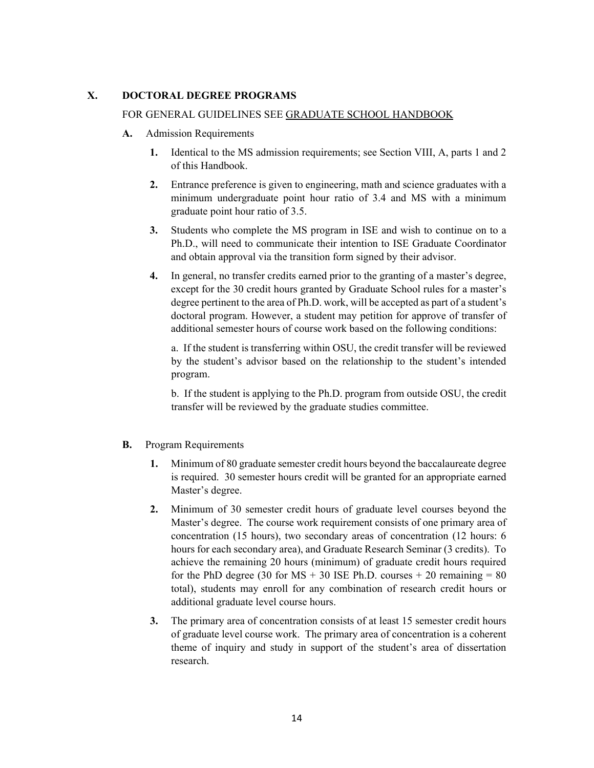## X. DOCTORAL DEGREE PROGRAMS

FOR GENERAL GUIDELINES SEE GRADUATE SCHOOL HANDBOOK

**A.** Admission Requirements

1. Identical to the MS admission requirements; see Section VIII, A, parts 1 and 2 of this Handbook.

2. Entrance preference is given to engineering, math and science graduates with a minimum undergraduate point hour ratio of 3.4 and MS with a minimum graduate point hour ratio of 3.5.

3. Students who complete the MS program in ISE and wish to continue on to a Ph.D., will need to communicate their intention to ISE Graduate Coordinator and obtain approval via the transition form signed by their advisor.

4. In general, no transfer credits earned prior to the granting of a master's degree, except for the 30 credit hours granted by Graduate School rules for a master's degree pertinent to the area of Ph.D. work, will be accepted as part of a student's doctoral program. However, a student may petition for approve of transfer of additional semester hours of course work based on the following conditions:

   a. If the student is transferring within OSU, the credit transfer will be reviewed by the student's advisor based on the relationship to the student's intended program.

   b. If the student is applying to the Ph.D. program from outside OSU, the credit transfer will be reviewed by the graduate studies committee.

**B.** Program Requirements

1. Minimum of 80 graduate semester credit hours beyond the baccalaureate degree is required. 30 semester hours credit will be granted for an appropriate earned Master's degree.

2. Minimum of 30 semester credit hours of graduate level courses beyond the Master's degree. The course work requirement consists of one primary area of concentration (15 hours), two secondary areas of concentration (12 hours: 6 hours for each secondary area), and Graduate Research Seminar (3 credits). To achieve the remaining 20 hours (minimum) of graduate credit hours required for the PhD degree (30 for MS + 30 ISE Ph.D. courses + 20 remaining = 80 total), students may enroll for any combination of research credit hours or additional graduate level course hours.

3. The primary area of concentration consists of at least 15 semester credit hours of graduate level course work. The primary area of concentration is a coherent theme of inquiry and study in support of the student's area of dissertation research.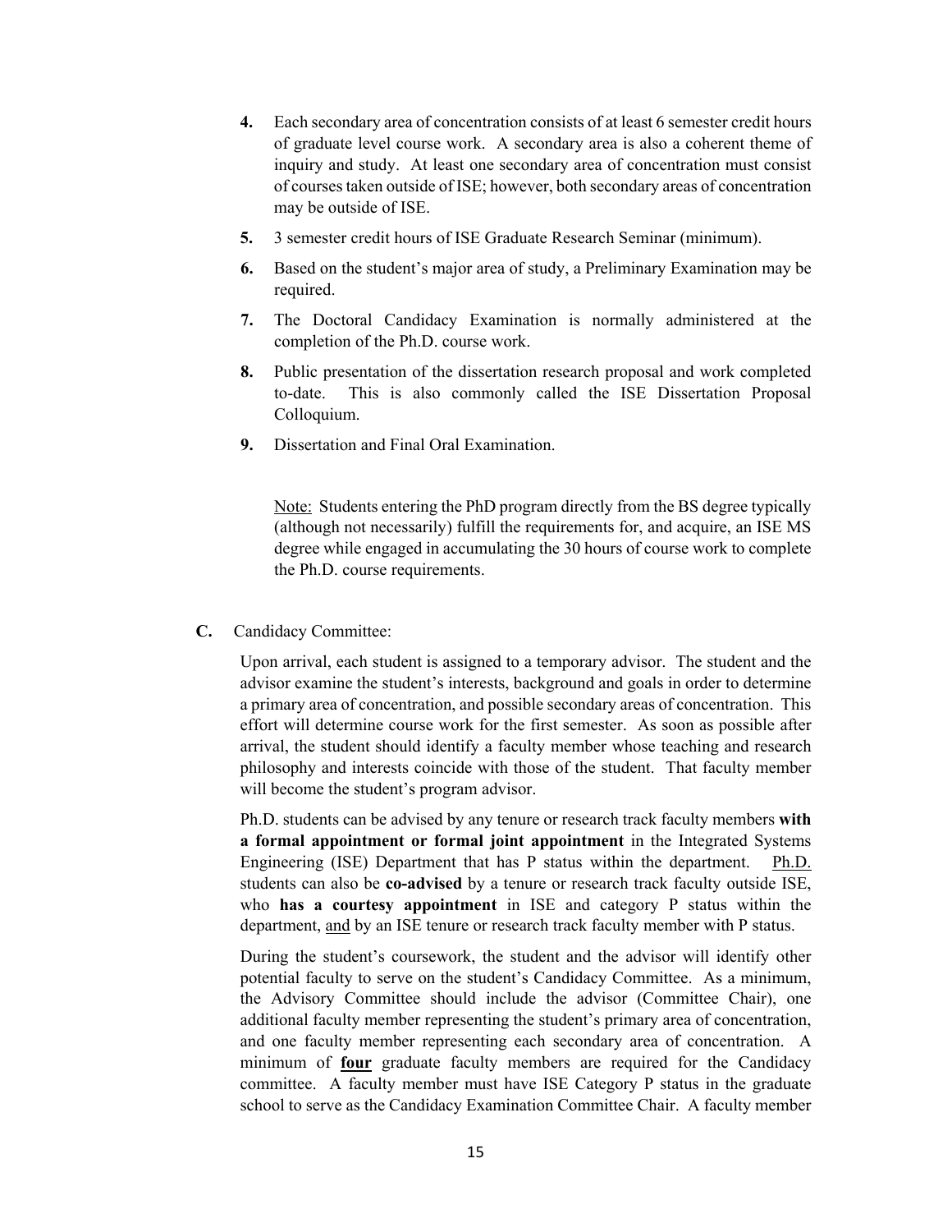4. Each secondary area of concentration consists of at least 6 semester credit hours of graduate level course work. A secondary area is also a coherent theme of inquiry and study. At least one secondary area of concentration must consist of courses taken outside of ISE; however, both secondary areas of concentration may be outside of ISE.

5. 3 semester credit hours of ISE Graduate Research Seminar (minimum).

6. Based on the student's major area of study, a Preliminary Examination may be required.

7. The Doctoral Candidacy Examination is normally administered at the completion of the Ph.D. course work.

8. Public presentation of the dissertation research proposal and work completed to-date. This is also commonly called the ISE Dissertation Proposal Colloquium.

9. Dissertation and Final Oral Examination.

<u>Note:</u> Students entering the PhD program directly from the BS degree typically (although not necessarily) fulfill the requirements for, and acquire, an ISE MS degree while engaged in accumulating the 30 hours of course work to complete the Ph.D. course requirements.

**C.** Candidacy Committee:

Upon arrival, each student is assigned to a temporary advisor. The student and the advisor examine the student's interests, background and goals in order to determine a primary area of concentration, and possible secondary areas of concentration. This effort will determine course work for the first semester. As soon as possible after arrival, the student should identify a faculty member whose teaching and research philosophy and interests coincide with those of the student. That faculty member will become the student's program advisor.

Ph.D. students can be advised by any tenure or research track faculty members **with a formal appointment or formal joint appointment** in the Integrated Systems Engineering (ISE) Department that has P status within the department. <u>Ph.D.</u> students can also be **co-advised** by a tenure or research track faculty outside ISE, who **has a courtesy appointment** in ISE and category P status within the department, <u>and</u> by an ISE tenure or research track faculty member with P status.

During the student's coursework, the student and the advisor will identify other potential faculty to serve on the student's Candidacy Committee. As a minimum, the Advisory Committee should include the advisor (Committee Chair), one additional faculty member representing the student's primary area of concentration, and one faculty member representing each secondary area of concentration. A minimum of <u>**four**</u> graduate faculty members are required for the Candidacy committee. A faculty member must have ISE Category P status in the graduate school to serve as the Candidacy Examination Committee Chair. A faculty member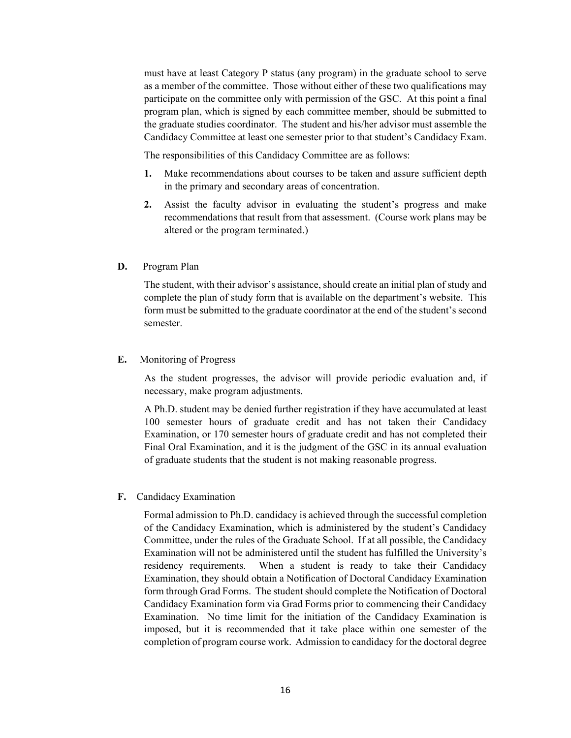must have at least Category P status (any program) in the graduate school to serve as a member of the committee. Those without either of these two qualifications may participate on the committee only with permission of the GSC. At this point a final program plan, which is signed by each committee member, should be submitted to the graduate studies coordinator. The student and his/her advisor must assemble the Candidacy Committee at least one semester prior to that student's Candidacy Exam.

The responsibilities of this Candidacy Committee are as follows:

1. Make recommendations about courses to be taken and assure sufficient depth in the primary and secondary areas of concentration.
2. Assist the faculty advisor in evaluating the student's progress and make recommendations that result from that assessment. (Course work plans may be altered or the program terminated.)

**D.** Program Plan

The student, with their advisor's assistance, should create an initial plan of study and complete the plan of study form that is available on the department's website. This form must be submitted to the graduate coordinator at the end of the student's second semester.

**E.** Monitoring of Progress

As the student progresses, the advisor will provide periodic evaluation and, if necessary, make program adjustments.

A Ph.D. student may be denied further registration if they have accumulated at least 100 semester hours of graduate credit and has not taken their Candidacy Examination, or 170 semester hours of graduate credit and has not completed their Final Oral Examination, and it is the judgment of the GSC in its annual evaluation of graduate students that the student is not making reasonable progress.

**F.** Candidacy Examination

Formal admission to Ph.D. candidacy is achieved through the successful completion of the Candidacy Examination, which is administered by the student's Candidacy Committee, under the rules of the Graduate School. If at all possible, the Candidacy Examination will not be administered until the student has fulfilled the University's residency requirements. When a student is ready to take their Candidacy Examination, they should obtain a Notification of Doctoral Candidacy Examination form through Grad Forms. The student should complete the Notification of Doctoral Candidacy Examination form via Grad Forms prior to commencing their Candidacy Examination. No time limit for the initiation of the Candidacy Examination is imposed, but it is recommended that it take place within one semester of the completion of program course work. Admission to candidacy for the doctoral degree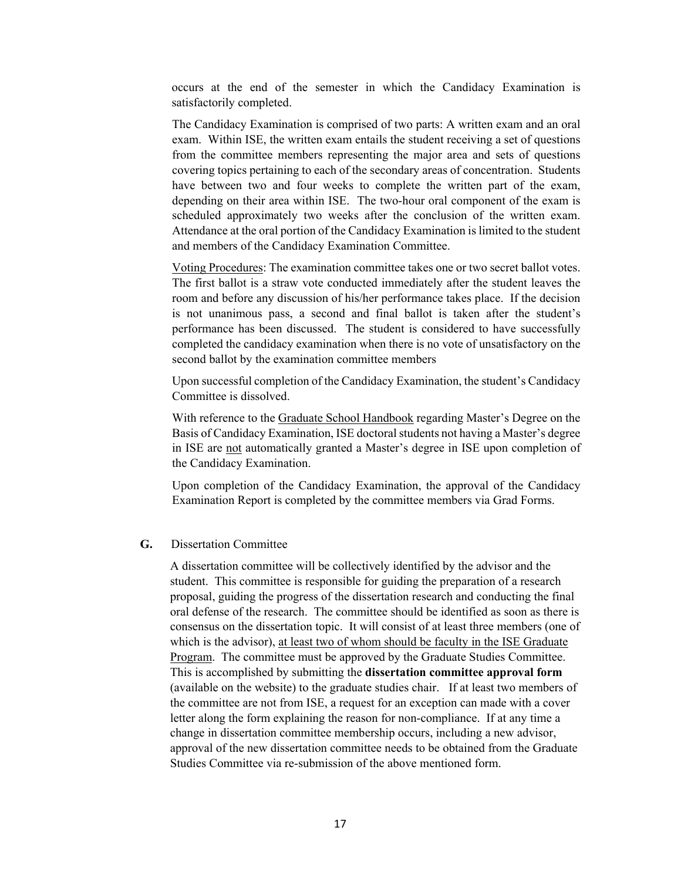occurs at the end of the semester in which the Candidacy Examination is satisfactorily completed.

The Candidacy Examination is comprised of two parts: A written exam and an oral exam. Within ISE, the written exam entails the student receiving a set of questions from the committee members representing the major area and sets of questions covering topics pertaining to each of the secondary areas of concentration. Students have between two and four weeks to complete the written part of the exam, depending on their area within ISE. The two-hour oral component of the exam is scheduled approximately two weeks after the conclusion of the written exam. Attendance at the oral portion of the Candidacy Examination is limited to the student and members of the Candidacy Examination Committee.

Voting Procedures: The examination committee takes one or two secret ballot votes. The first ballot is a straw vote conducted immediately after the student leaves the room and before any discussion of his/her performance takes place. If the decision is not unanimous pass, a second and final ballot is taken after the student's performance has been discussed. The student is considered to have successfully completed the candidacy examination when there is no vote of unsatisfactory on the second ballot by the examination committee members

Upon successful completion of the Candidacy Examination, the student's Candidacy Committee is dissolved.

With reference to the Graduate School Handbook regarding Master's Degree on the Basis of Candidacy Examination, ISE doctoral students not having a Master's degree in ISE are not automatically granted a Master's degree in ISE upon completion of the Candidacy Examination.

Upon completion of the Candidacy Examination, the approval of the Candidacy Examination Report is completed by the committee members via Grad Forms.

**G.** Dissertation Committee

A dissertation committee will be collectively identified by the advisor and the student. This committee is responsible for guiding the preparation of a research proposal, guiding the progress of the dissertation research and conducting the final oral defense of the research. The committee should be identified as soon as there is consensus on the dissertation topic. It will consist of at least three members (one of which is the advisor), at least two of whom should be faculty in the ISE Graduate Program. The committee must be approved by the Graduate Studies Committee. This is accomplished by submitting the **dissertation committee approval form** (available on the website) to the graduate studies chair. If at least two members of the committee are not from ISE, a request for an exception can made with a cover letter along the form explaining the reason for non-compliance. If at any time a change in dissertation committee membership occurs, including a new advisor, approval of the new dissertation committee needs to be obtained from the Graduate Studies Committee via re-submission of the above mentioned form.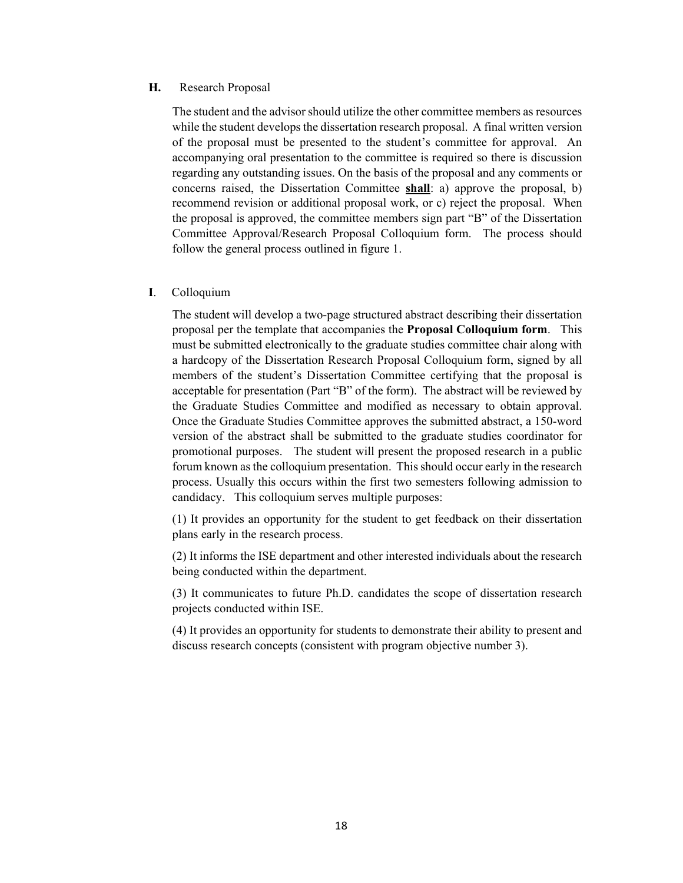**H.** Research Proposal

The student and the advisor should utilize the other committee members as resources while the student develops the dissertation research proposal. A final written version of the proposal must be presented to the student's committee for approval. An accompanying oral presentation to the committee is required so there is discussion regarding any outstanding issues. On the basis of the proposal and any comments or concerns raised, the Dissertation Committee **shall**: a) approve the proposal, b) recommend revision or additional proposal work, or c) reject the proposal. When the proposal is approved, the committee members sign part "B" of the Dissertation Committee Approval/Research Proposal Colloquium form. The process should follow the general process outlined in figure 1.

**I**. Colloquium

The student will develop a two-page structured abstract describing their dissertation proposal per the template that accompanies the **Proposal Colloquium form**. This must be submitted electronically to the graduate studies committee chair along with a hardcopy of the Dissertation Research Proposal Colloquium form, signed by all members of the student's Dissertation Committee certifying that the proposal is acceptable for presentation (Part "B" of the form). The abstract will be reviewed by the Graduate Studies Committee and modified as necessary to obtain approval. Once the Graduate Studies Committee approves the submitted abstract, a 150-word version of the abstract shall be submitted to the graduate studies coordinator for promotional purposes. The student will present the proposed research in a public forum known as the colloquium presentation. This should occur early in the research process. Usually this occurs within the first two semesters following admission to candidacy. This colloquium serves multiple purposes:

(1) It provides an opportunity for the student to get feedback on their dissertation plans early in the research process.

(2) It informs the ISE department and other interested individuals about the research being conducted within the department.

(3) It communicates to future Ph.D. candidates the scope of dissertation research projects conducted within ISE.

(4) It provides an opportunity for students to demonstrate their ability to present and discuss research concepts (consistent with program objective number 3).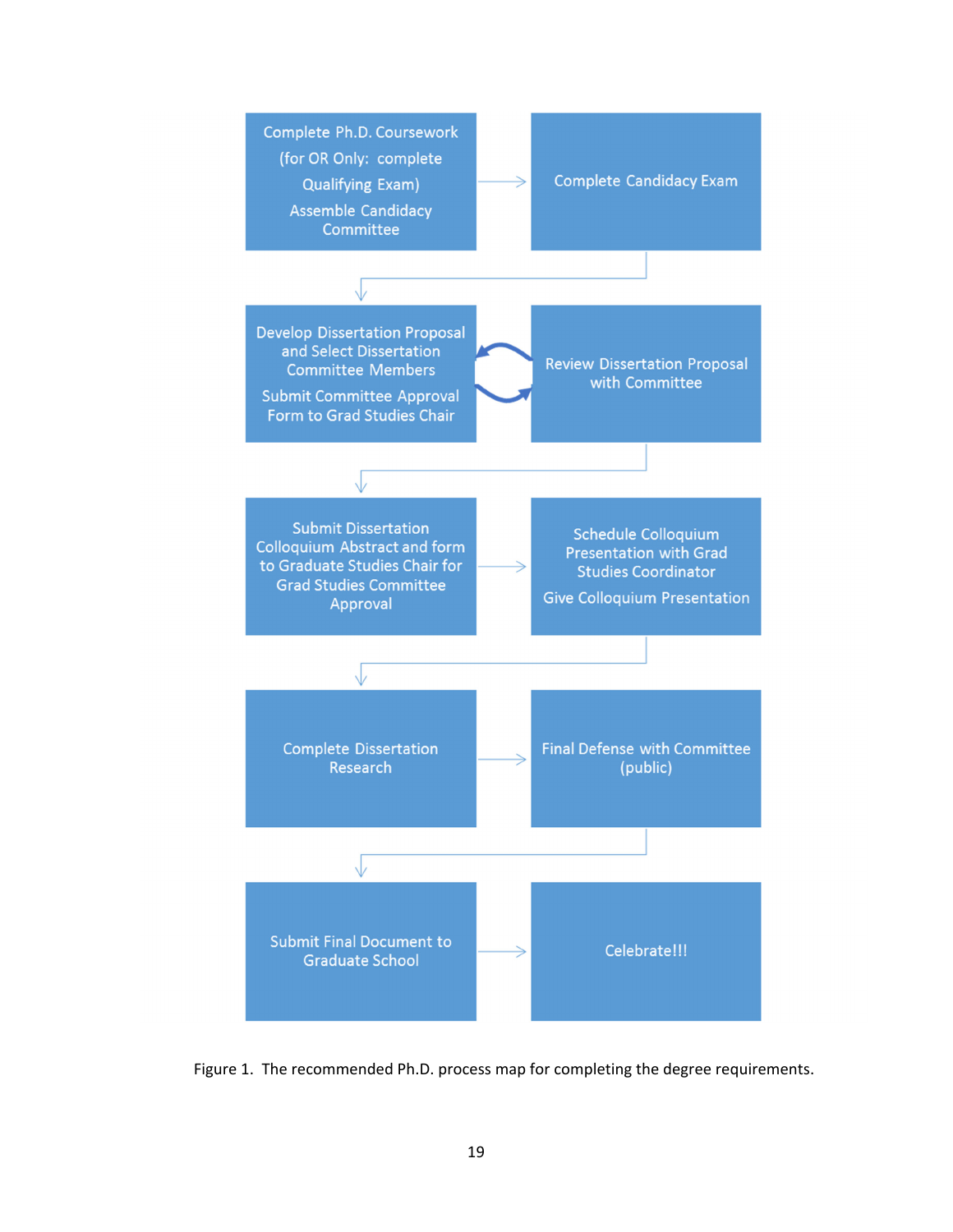Complete Ph.D. Coursework (for OR Only: complete Qualifying Exam)

Assemble Candidacy Committee

→ Complete Candidacy Exam

↓

Develop Dissertation Proposal and Select Dissertation Committee Members

Submit Committee Approval Form to Grad Studies Chair

⇄ Review Dissertation Proposal with Committee

↓

Submit Dissertation Colloquium Abstract and form to Graduate Studies Chair for Grad Studies Committee Approval

→ Schedule Colloquium Presentation with Grad Studies Coordinator

Give Colloquium Presentation

↓

Complete Dissertation Research

→ Final Defense with Committee (public)

↓

Submit Final Document to Graduate School

→ Celebrate!!!

Figure 1. The recommended Ph.D. process map for completing the degree requirements.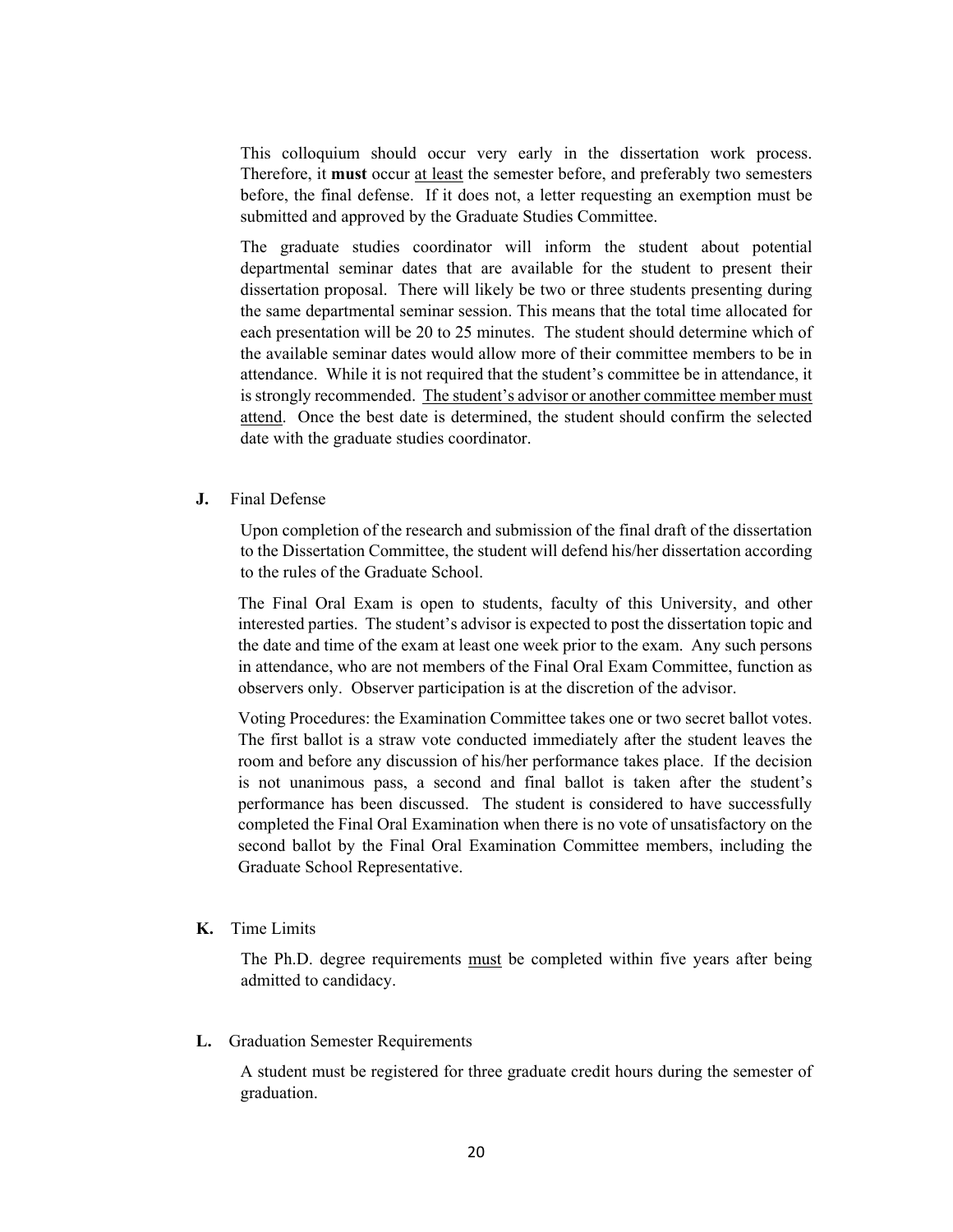This colloquium should occur very early in the dissertation work process. Therefore, it **must** occur <u>at least</u> the semester before, and preferably two semesters before, the final defense. If it does not, a letter requesting an exemption must be submitted and approved by the Graduate Studies Committee.

The graduate studies coordinator will inform the student about potential departmental seminar dates that are available for the student to present their dissertation proposal. There will likely be two or three students presenting during the same departmental seminar session. This means that the total time allocated for each presentation will be 20 to 25 minutes. The student should determine which of the available seminar dates would allow more of their committee members to be in attendance. While it is not required that the student's committee be in attendance, it is strongly recommended. <u>The student's advisor or another committee member must attend</u>. Once the best date is determined, the student should confirm the selected date with the graduate studies coordinator.

**J.** Final Defense

Upon completion of the research and submission of the final draft of the dissertation to the Dissertation Committee, the student will defend his/her dissertation according to the rules of the Graduate School.

The Final Oral Exam is open to students, faculty of this University, and other interested parties. The student's advisor is expected to post the dissertation topic and the date and time of the exam at least one week prior to the exam. Any such persons in attendance, who are not members of the Final Oral Exam Committee, function as observers only. Observer participation is at the discretion of the advisor.

Voting Procedures: the Examination Committee takes one or two secret ballot votes. The first ballot is a straw vote conducted immediately after the student leaves the room and before any discussion of his/her performance takes place. If the decision is not unanimous pass, a second and final ballot is taken after the student's performance has been discussed. The student is considered to have successfully completed the Final Oral Examination when there is no vote of unsatisfactory on the second ballot by the Final Oral Examination Committee members, including the Graduate School Representative.

**K.** Time Limits

The Ph.D. degree requirements <u>must</u> be completed within five years after being admitted to candidacy.

**L.** Graduation Semester Requirements

A student must be registered for three graduate credit hours during the semester of graduation.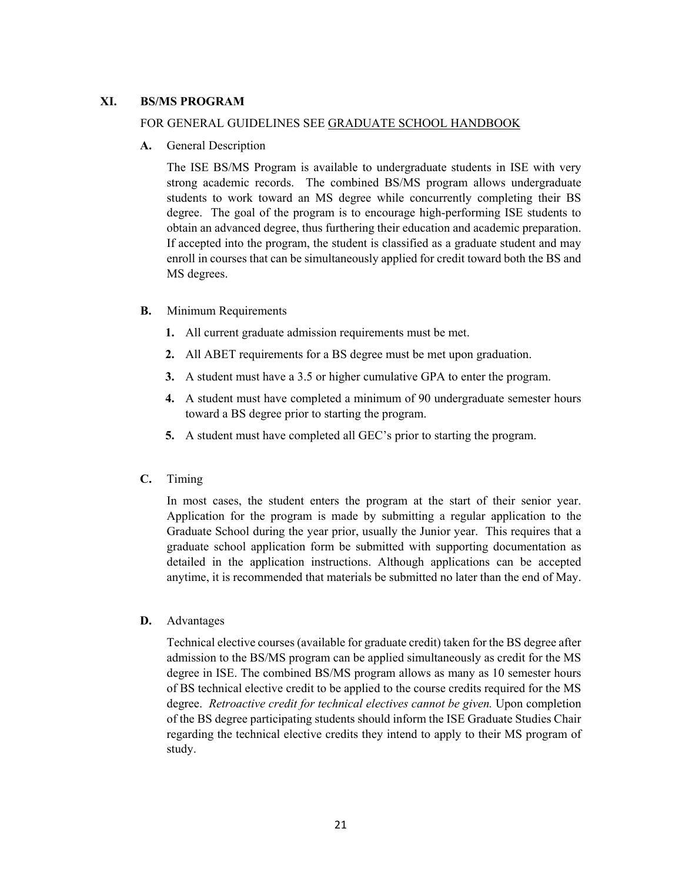## XI. BS/MS PROGRAM

FOR GENERAL GUIDELINES SEE GRADUATE SCHOOL HANDBOOK

### A. General Description

The ISE BS/MS Program is available to undergraduate students in ISE with very strong academic records. The combined BS/MS program allows undergraduate students to work toward an MS degree while concurrently completing their BS degree. The goal of the program is to encourage high-performing ISE students to obtain an advanced degree, thus furthering their education and academic preparation. If accepted into the program, the student is classified as a graduate student and may enroll in courses that can be simultaneously applied for credit toward both the BS and MS degrees.

### B. Minimum Requirements

1. All current graduate admission requirements must be met.
2. All ABET requirements for a BS degree must be met upon graduation.
3. A student must have a 3.5 or higher cumulative GPA to enter the program.
4. A student must have completed a minimum of 90 undergraduate semester hours toward a BS degree prior to starting the program.
5. A student must have completed all GEC's prior to starting the program.

### C. Timing

In most cases, the student enters the program at the start of their senior year. Application for the program is made by submitting a regular application to the Graduate School during the year prior, usually the Junior year. This requires that a graduate school application form be submitted with supporting documentation as detailed in the application instructions. Although applications can be accepted anytime, it is recommended that materials be submitted no later than the end of May.

### D. Advantages

Technical elective courses (available for graduate credit) taken for the BS degree after admission to the BS/MS program can be applied simultaneously as credit for the MS degree in ISE. The combined BS/MS program allows as many as 10 semester hours of BS technical elective credit to be applied to the course credits required for the MS degree. *Retroactive credit for technical electives cannot be given.* Upon completion of the BS degree participating students should inform the ISE Graduate Studies Chair regarding the technical elective credits they intend to apply to their MS program of study.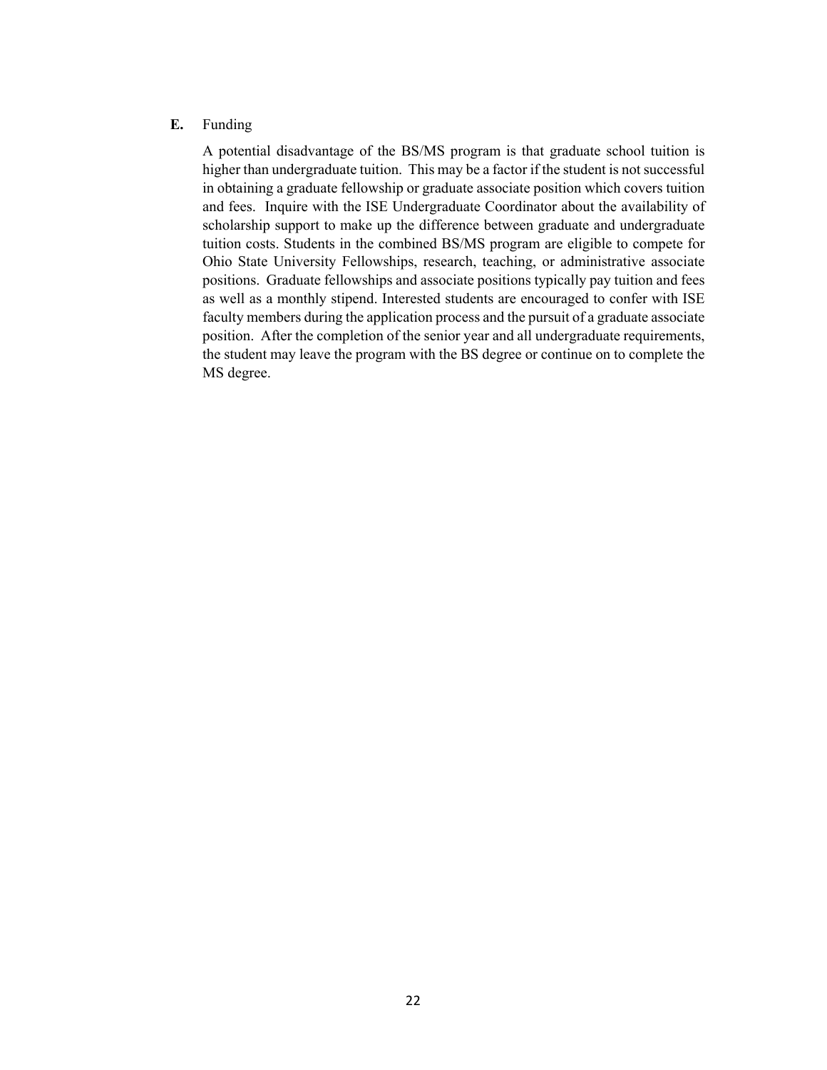### E. Funding

A potential disadvantage of the BS/MS program is that graduate school tuition is higher than undergraduate tuition. This may be a factor if the student is not successful in obtaining a graduate fellowship or graduate associate position which covers tuition and fees. Inquire with the ISE Undergraduate Coordinator about the availability of scholarship support to make up the difference between graduate and undergraduate tuition costs. Students in the combined BS/MS program are eligible to compete for Ohio State University Fellowships, research, teaching, or administrative associate positions. Graduate fellowships and associate positions typically pay tuition and fees as well as a monthly stipend. Interested students are encouraged to confer with ISE faculty members during the application process and the pursuit of a graduate associate position. After the completion of the senior year and all undergraduate requirements, the student may leave the program with the BS degree or continue on to complete the MS degree.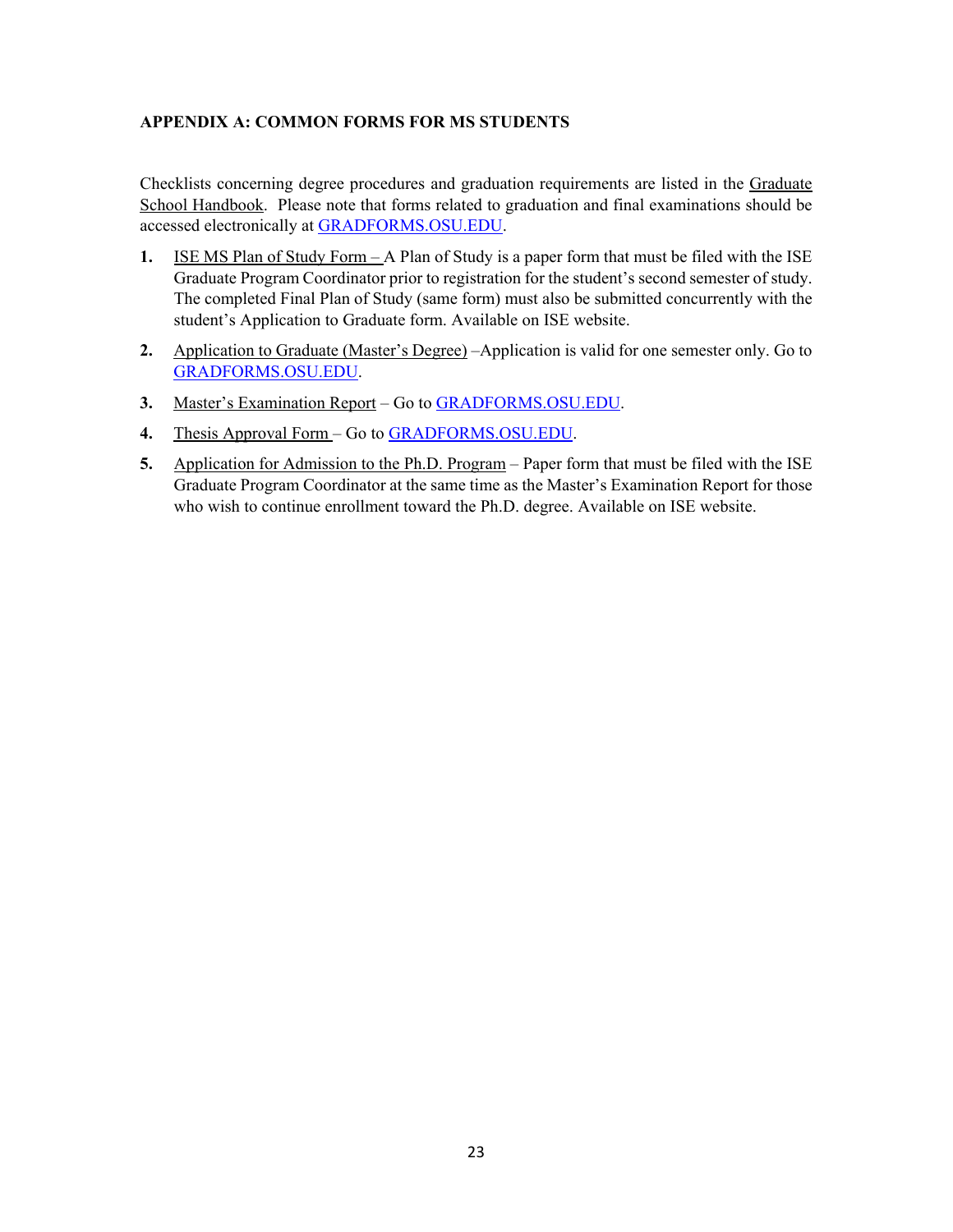## APPENDIX A: COMMON FORMS FOR MS STUDENTS

Checklists concerning degree procedures and graduation requirements are listed in the Graduate School Handbook. Please note that forms related to graduation and final examinations should be accessed electronically at [GRADFORMS.OSU.EDU](http://GRADFORMS.OSU.EDU).

1. ISE MS Plan of Study Form – A Plan of Study is a paper form that must be filed with the ISE Graduate Program Coordinator prior to registration for the student's second semester of study. The completed Final Plan of Study (same form) must also be submitted concurrently with the student's Application to Graduate form. Available on ISE website.
2. Application to Graduate (Master's Degree) –Application is valid for one semester only. Go to [GRADFORMS.OSU.EDU](http://GRADFORMS.OSU.EDU).
3. Master's Examination Report – Go to [GRADFORMS.OSU.EDU](http://GRADFORMS.OSU.EDU).
4. Thesis Approval Form – Go to [GRADFORMS.OSU.EDU](http://GRADFORMS.OSU.EDU).
5. Application for Admission to the Ph.D. Program – Paper form that must be filed with the ISE Graduate Program Coordinator at the same time as the Master's Examination Report for those who wish to continue enrollment toward the Ph.D. degree. Available on ISE website.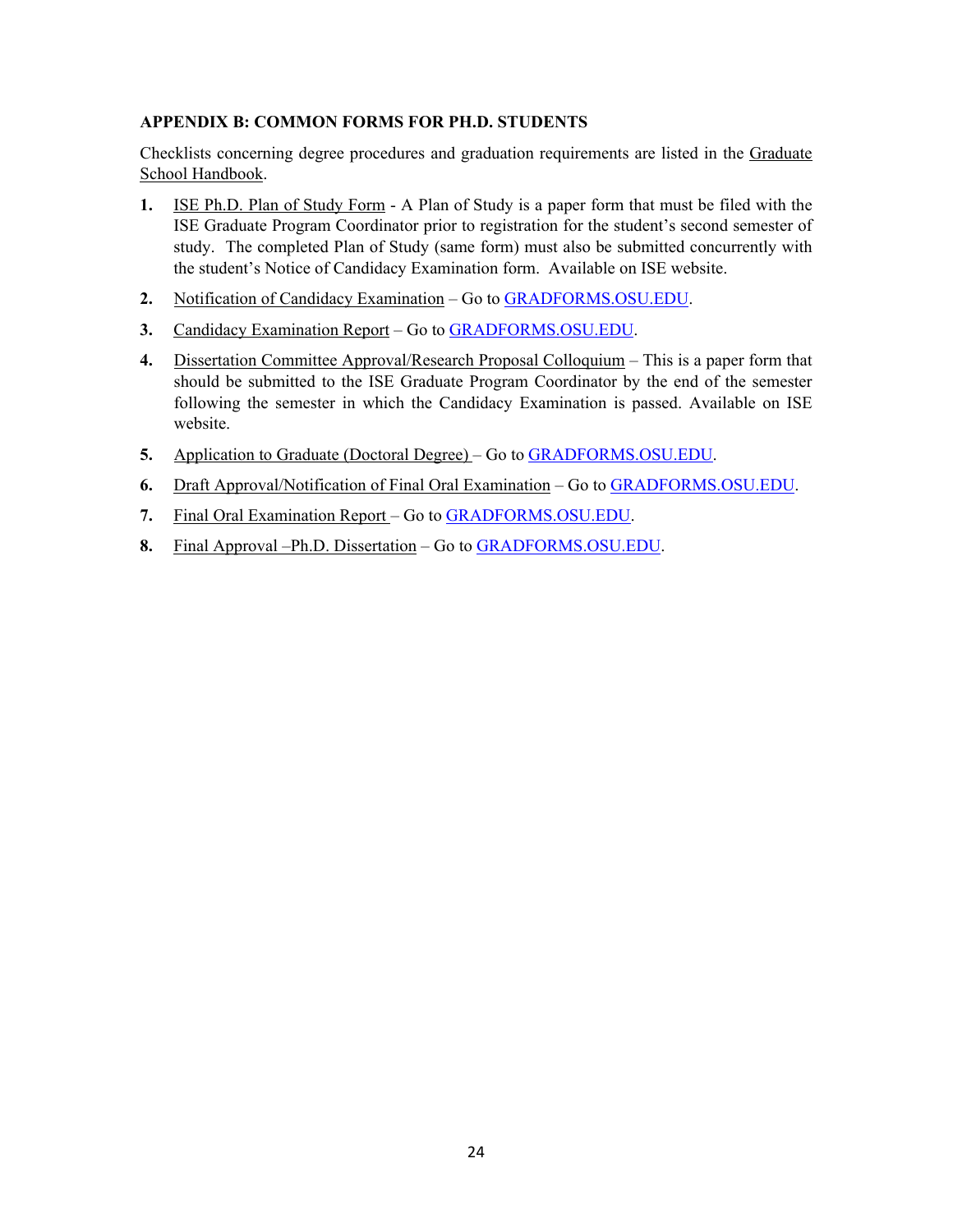## APPENDIX B: COMMON FORMS FOR PH.D. STUDENTS

Checklists concerning degree procedures and graduation requirements are listed in the Graduate School Handbook.

1. ISE Ph.D. Plan of Study Form - A Plan of Study is a paper form that must be filed with the ISE Graduate Program Coordinator prior to registration for the student's second semester of study. The completed Plan of Study (same form) must also be submitted concurrently with the student's Notice of Candidacy Examination form. Available on ISE website.
2. Notification of Candidacy Examination – Go to GRADFORMS.OSU.EDU.
3. Candidacy Examination Report – Go to GRADFORMS.OSU.EDU.
4. Dissertation Committee Approval/Research Proposal Colloquium – This is a paper form that should be submitted to the ISE Graduate Program Coordinator by the end of the semester following the semester in which the Candidacy Examination is passed. Available on ISE website.
5. Application to Graduate (Doctoral Degree) – Go to GRADFORMS.OSU.EDU.
6. Draft Approval/Notification of Final Oral Examination – Go to GRADFORMS.OSU.EDU.
7. Final Oral Examination Report – Go to GRADFORMS.OSU.EDU.
8. Final Approval –Ph.D. Dissertation – Go to GRADFORMS.OSU.EDU.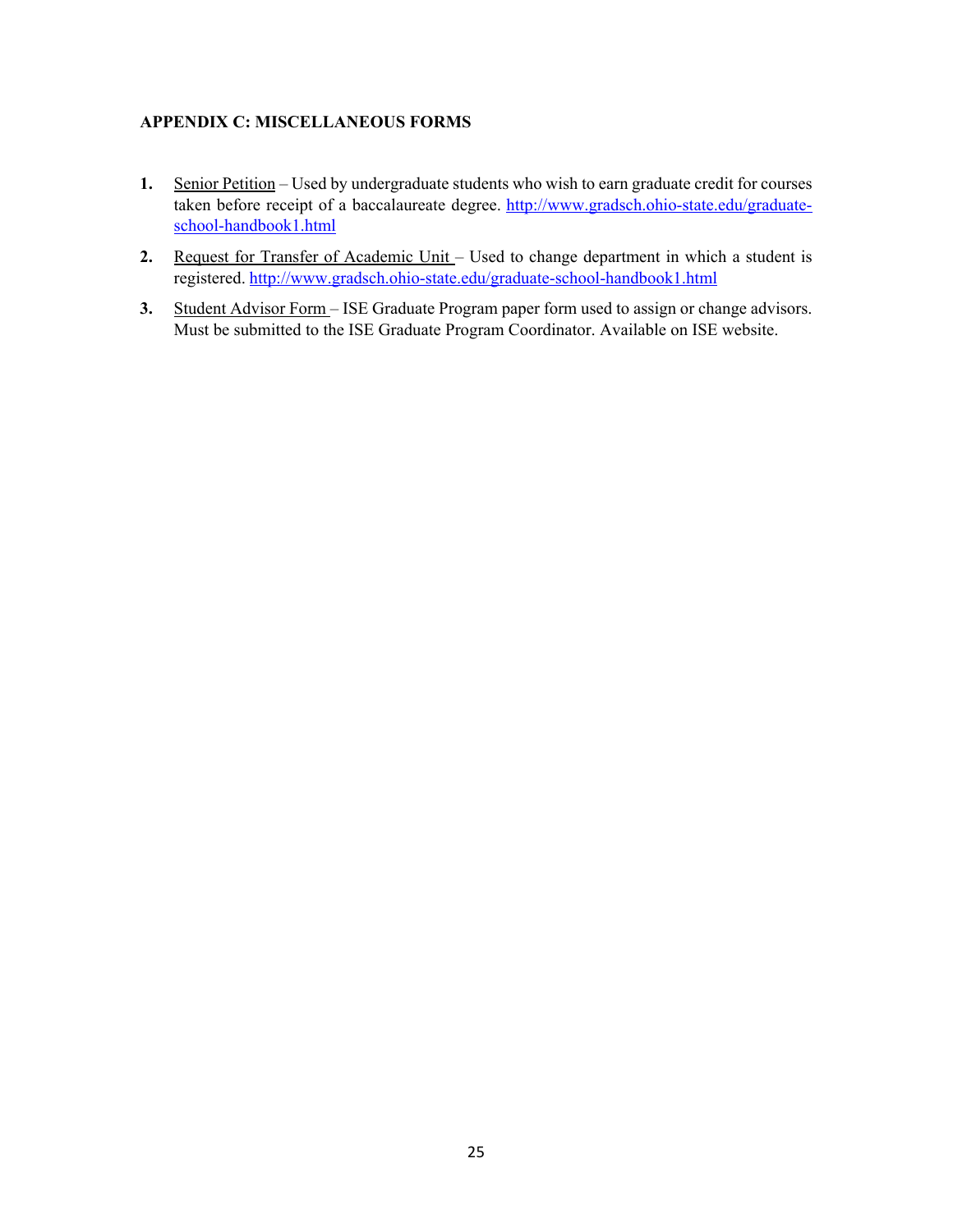## APPENDIX C: MISCELLANEOUS FORMS

1. Senior Petition – Used by undergraduate students who wish to earn graduate credit for courses taken before receipt of a baccalaureate degree. http://www.gradsch.ohio-state.edu/graduate-school-handbook1.html

2. Request for Transfer of Academic Unit – Used to change department in which a student is registered. http://www.gradsch.ohio-state.edu/graduate-school-handbook1.html

3. Student Advisor Form – ISE Graduate Program paper form used to assign or change advisors. Must be submitted to the ISE Graduate Program Coordinator. Available on ISE website.